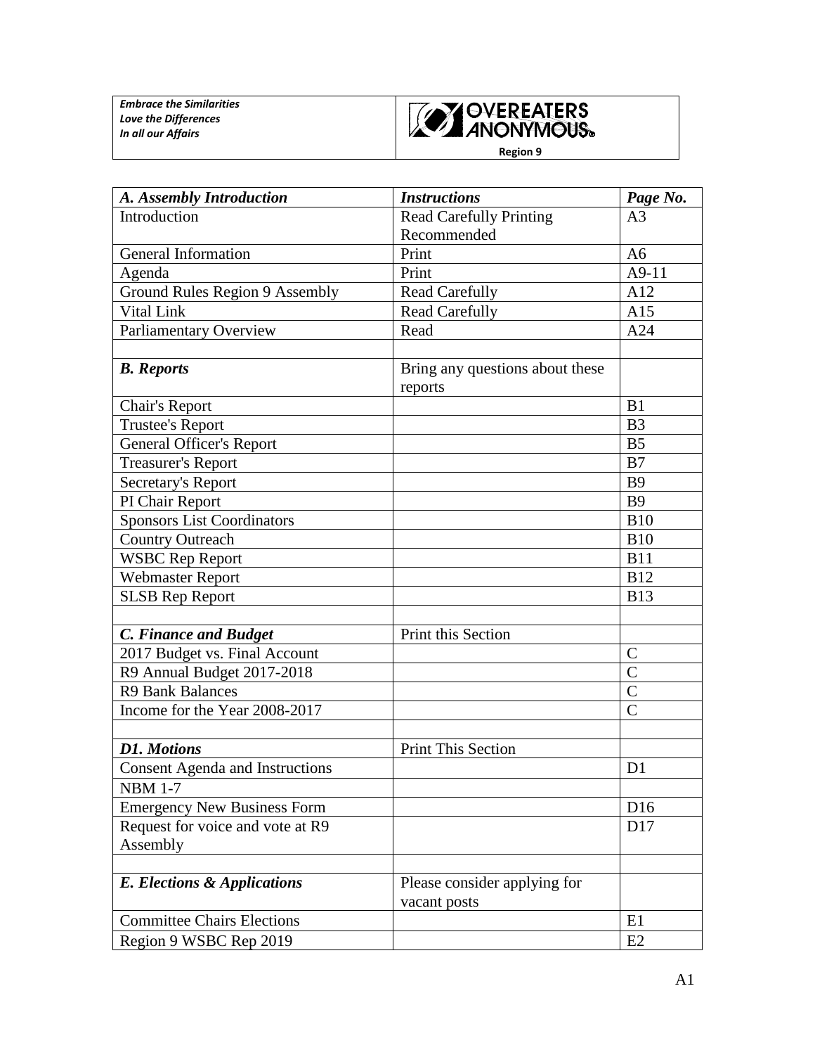| *Embrace the Similarities*<br>*Love the Differences*<br>*In all our Affairs* | OVEREATERS ANONYMOUS®<br>**Region 9** |
|---|---|

| *A. Assembly Introduction* | *Instructions* | *Page No.* |
|---|---|---|
| Introduction | Read Carefully Printing Recommended | A3 |
| General Information | Print | A6 |
| Agenda | Print | A9-11 |
| Ground Rules Region 9 Assembly | Read Carefully | A12 |
| Vital Link | Read Carefully | A15 |
| Parliamentary Overview | Read | A24 |
| | | |
| ***B. Reports*** | Bring any questions about these reports | |
| Chair's Report | | B1 |
| Trustee's Report | | B3 |
| General Officer's Report | | B5 |
| Treasurer's Report | | B7 |
| Secretary's Report | | B9 |
| PI Chair Report | | B9 |
| Sponsors List Coordinators | | B10 |
| Country Outreach | | B10 |
| WSBC Rep Report | | B11 |
| Webmaster Report | | B12 |
| SLSB Rep Report | | B13 |
| | | |
| ***C. Finance and Budget*** | Print this Section | |
| 2017 Budget vs. Final Account | | C |
| R9 Annual Budget 2017-2018 | | C |
| R9 Bank Balances | | C |
| Income for the Year 2008-2017 | | C |
| | | |
| ***D1. Motions*** | Print This Section | |
| Consent Agenda and Instructions | | D1 |
| NBM 1-7 | | |
| Emergency New Business Form | | D16 |
| Request for voice and vote at R9 Assembly | | D17 |
| | | |
| ***E. Elections & Applications*** | Please consider applying for vacant posts | |
| Committee Chairs Elections | | E1 |
| Region 9 WSBC Rep 2019 | | E2 |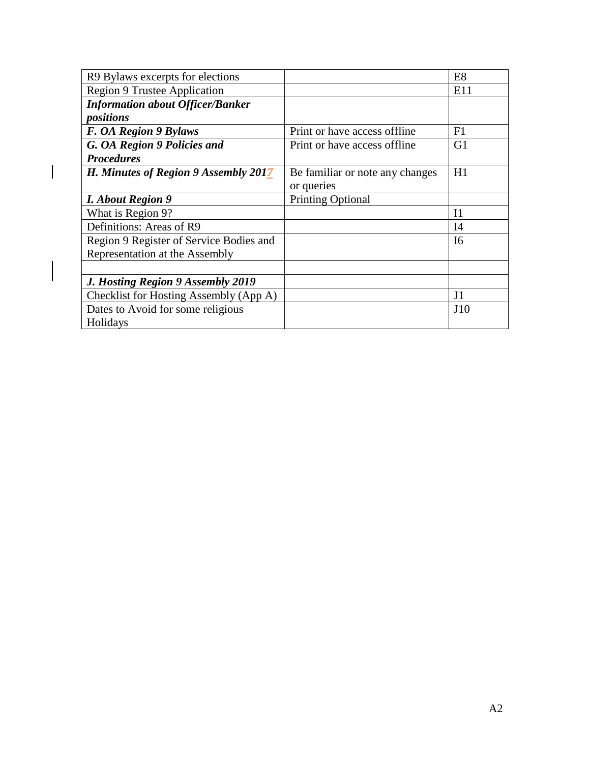| | | |
|---|---|---|
| R9 Bylaws excerpts for elections | | E8 |
| Region 9 Trustee Application | | E11 |
| ***Information about Officer/Banker positions*** | | |
| ***F. OA Region 9 Bylaws*** | Print or have access offline | F1 |
| ***G. OA Region 9 Policies and Procedures*** | Print or have access offline | G1 |
| ***H. Minutes of Region 9 Assembly 2017*** | Be familiar or note any changes or queries | H1 |
| ***I. About Region 9*** | Printing Optional | |
| What is Region 9? | | I1 |
| Definitions: Areas of R9 | | I4 |
| Region 9 Register of Service Bodies and Representation at the Assembly | | I6 |
| | | |
| ***J. Hosting Region 9 Assembly 2019*** | | |
| Checklist for Hosting Assembly (App A) | | J1 |
| Dates to Avoid for some religious Holidays | | J10 |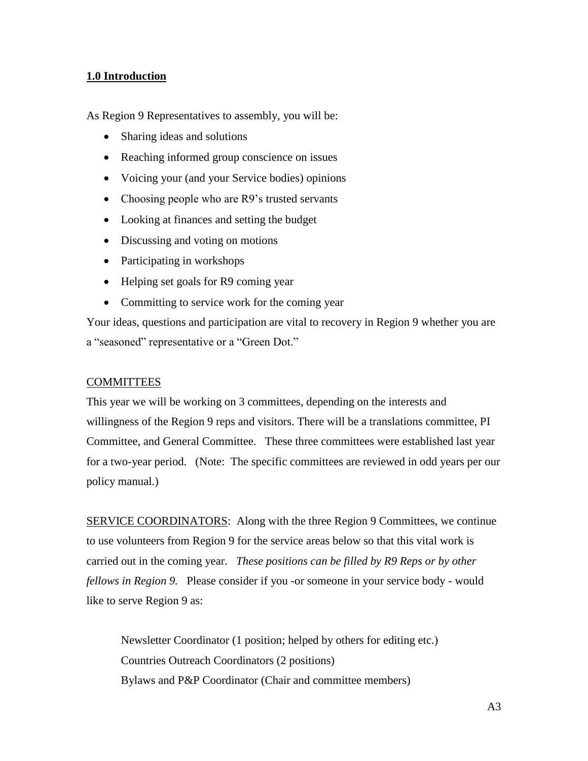## **1.0 Introduction**

As Region 9 Representatives to assembly, you will be:

- Sharing ideas and solutions
- Reaching informed group conscience on issues
- Voicing your (and your Service bodies) opinions
- Choosing people who are R9's trusted servants
- Looking at finances and setting the budget
- Discussing and voting on motions
- Participating in workshops
- Helping set goals for R9 coming year
- Committing to service work for the coming year

Your ideas, questions and participation are vital to recovery in Region 9 whether you are a "seasoned" representative or a "Green Dot."

COMMITTEES

This year we will be working on 3 committees, depending on the interests and willingness of the Region 9 reps and visitors. There will be a translations committee, PI Committee, and General Committee. These three committees were established last year for a two-year period. (Note: The specific committees are reviewed in odd years per our policy manual.)

SERVICE COORDINATORS: Along with the three Region 9 Committees, we continue to use volunteers from Region 9 for the service areas below so that this vital work is carried out in the coming year. *These positions can be filled by R9 Reps or by other fellows in Region 9.* Please consider if you -or someone in your service body - would like to serve Region 9 as:

Newsletter Coordinator (1 position; helped by others for editing etc.)
Countries Outreach Coordinators (2 positions)
Bylaws and P&P Coordinator (Chair and committee members)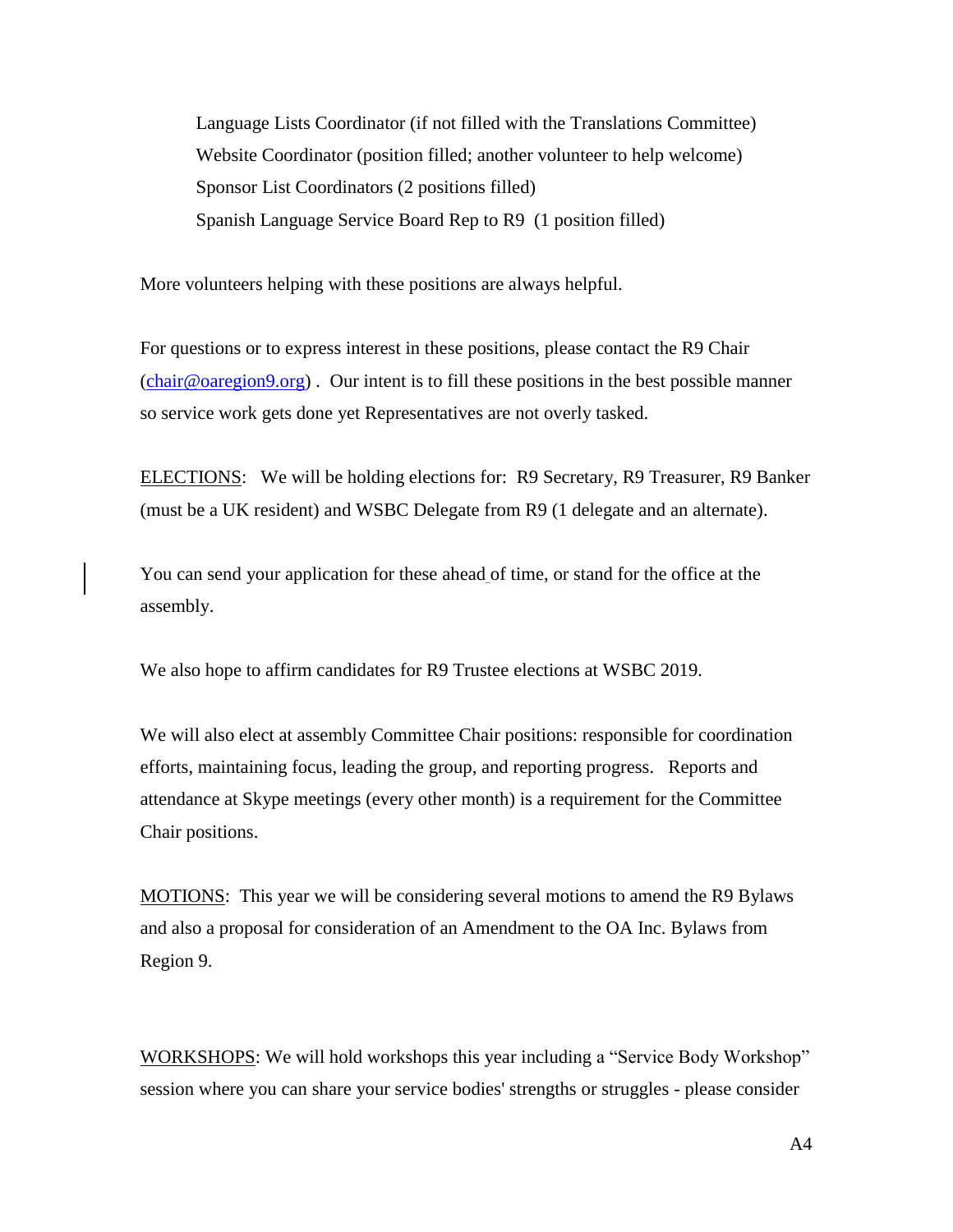Language Lists Coordinator (if not filled with the Translations Committee)
Website Coordinator (position filled; another volunteer to help welcome)
Sponsor List Coordinators (2 positions filled)
Spanish Language Service Board Rep to R9 (1 position filled)

More volunteers helping with these positions are always helpful.

For questions or to express interest in these positions, please contact the R9 Chair (chair@oaregion9.org) . Our intent is to fill these positions in the best possible manner so service work gets done yet Representatives are not overly tasked.

<u>ELECTIONS</u>: We will be holding elections for: R9 Secretary, R9 Treasurer, R9 Banker (must be a UK resident) and WSBC Delegate from R9 (1 delegate and an alternate).

You can send your application for these ahead of time, or stand for the office at the assembly.

We also hope to affirm candidates for R9 Trustee elections at WSBC 2019.

We will also elect at assembly Committee Chair positions: responsible for coordination efforts, maintaining focus, leading the group, and reporting progress. Reports and attendance at Skype meetings (every other month) is a requirement for the Committee Chair positions.

<u>MOTIONS</u>: This year we will be considering several motions to amend the R9 Bylaws and also a proposal for consideration of an Amendment to the OA Inc. Bylaws from Region 9.

<u>WORKSHOPS</u>: We will hold workshops this year including a "Service Body Workshop" session where you can share your service bodies' strengths or struggles - please consider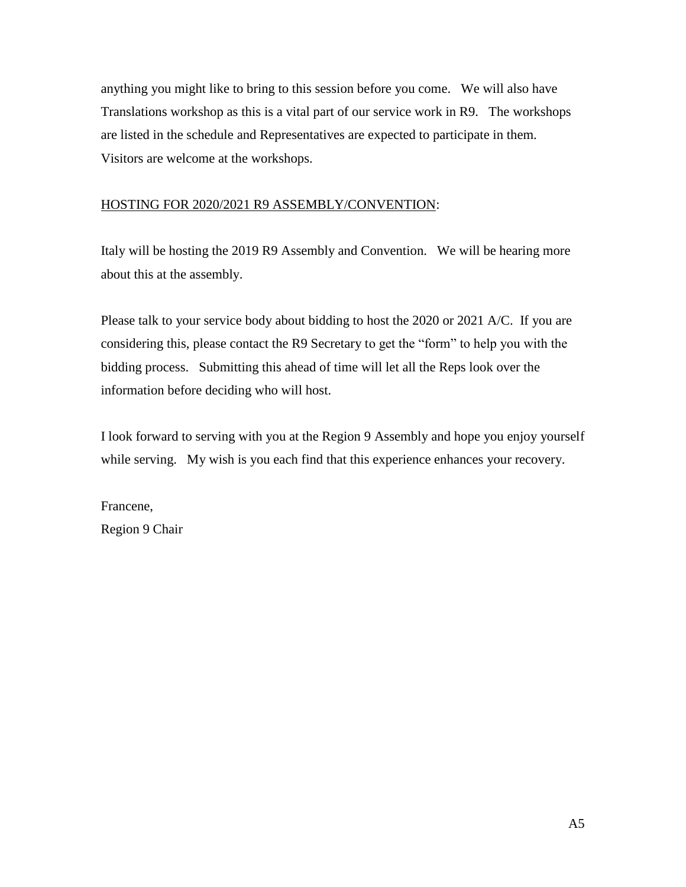anything you might like to bring to this session before you come. We will also have Translations workshop as this is a vital part of our service work in R9. The workshops are listed in the schedule and Representatives are expected to participate in them. Visitors are welcome at the workshops.

<u>HOSTING FOR 2020/2021 R9 ASSEMBLY/CONVENTION</u>:

Italy will be hosting the 2019 R9 Assembly and Convention. We will be hearing more about this at the assembly.

Please talk to your service body about bidding to host the 2020 or 2021 A/C. If you are considering this, please contact the R9 Secretary to get the "form" to help you with the bidding process. Submitting this ahead of time will let all the Reps look over the information before deciding who will host.

I look forward to serving with you at the Region 9 Assembly and hope you enjoy yourself while serving. My wish is you each find that this experience enhances your recovery.

Francene,
Region 9 Chair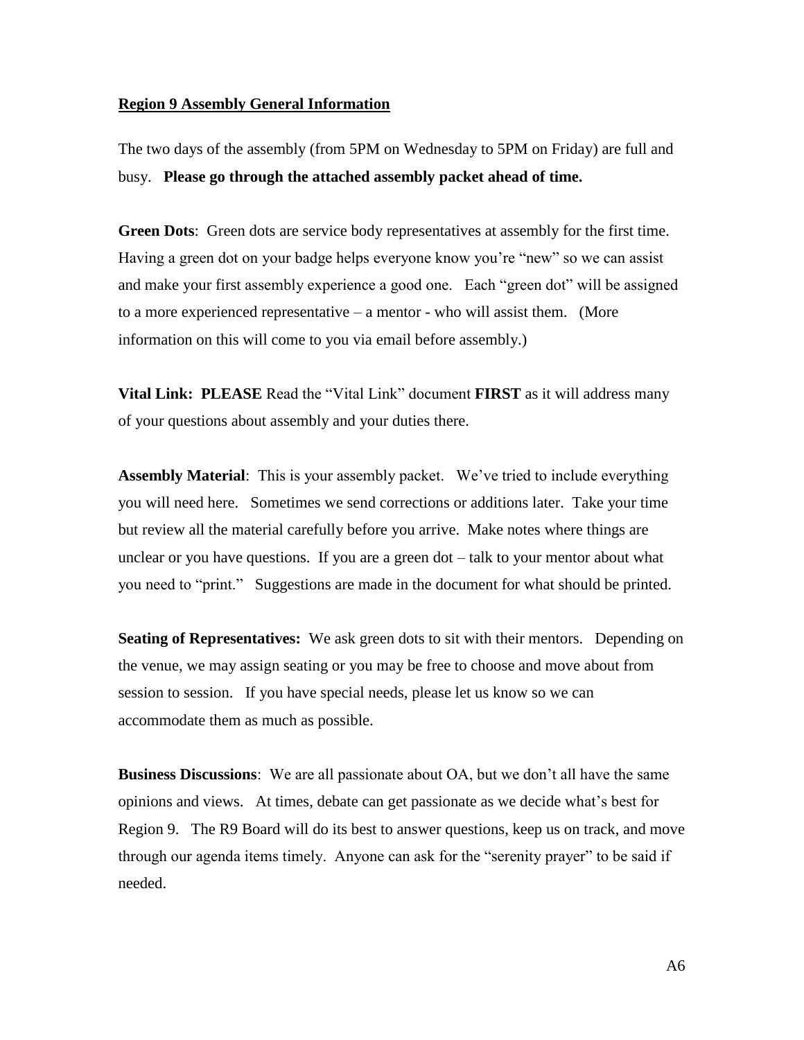**Region 9 Assembly General Information**

The two days of the assembly (from 5PM on Wednesday to 5PM on Friday) are full and busy. **Please go through the attached assembly packet ahead of time.**

**Green Dots**: Green dots are service body representatives at assembly for the first time. Having a green dot on your badge helps everyone know you're "new" so we can assist and make your first assembly experience a good one. Each "green dot" will be assigned to a more experienced representative – a mentor - who will assist them. (More information on this will come to you via email before assembly.)

**Vital Link: PLEASE** Read the "Vital Link" document **FIRST** as it will address many of your questions about assembly and your duties there.

**Assembly Material**: This is your assembly packet. We've tried to include everything you will need here. Sometimes we send corrections or additions later. Take your time but review all the material carefully before you arrive. Make notes where things are unclear or you have questions. If you are a green dot – talk to your mentor about what you need to "print." Suggestions are made in the document for what should be printed.

**Seating of Representatives:** We ask green dots to sit with their mentors. Depending on the venue, we may assign seating or you may be free to choose and move about from session to session. If you have special needs, please let us know so we can accommodate them as much as possible.

**Business Discussions**: We are all passionate about OA, but we don't all have the same opinions and views. At times, debate can get passionate as we decide what's best for Region 9. The R9 Board will do its best to answer questions, keep us on track, and move through our agenda items timely. Anyone can ask for the "serenity prayer" to be said if needed.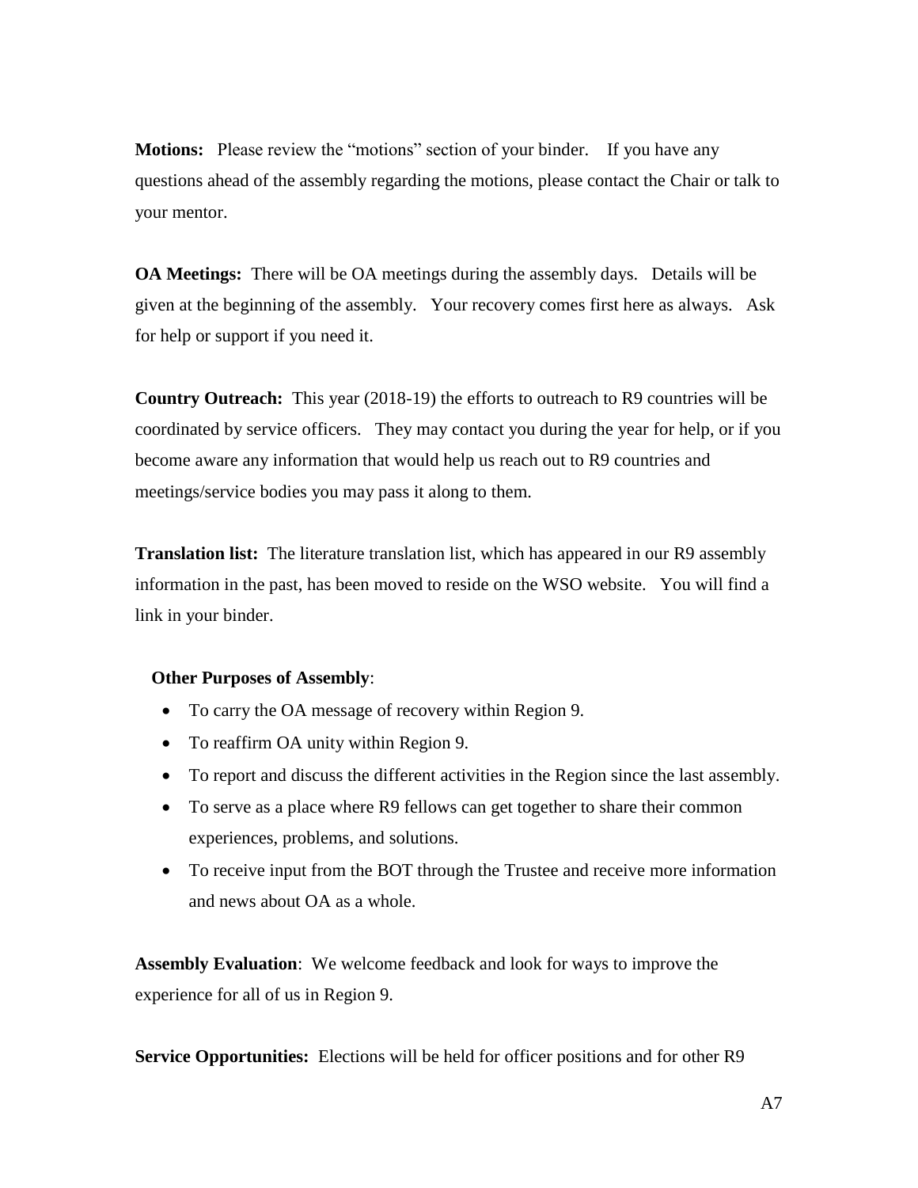**Motions:** Please review the "motions" section of your binder. If you have any questions ahead of the assembly regarding the motions, please contact the Chair or talk to your mentor.

**OA Meetings:** There will be OA meetings during the assembly days. Details will be given at the beginning of the assembly. Your recovery comes first here as always. Ask for help or support if you need it.

**Country Outreach:** This year (2018-19) the efforts to outreach to R9 countries will be coordinated by service officers. They may contact you during the year for help, or if you become aware any information that would help us reach out to R9 countries and meetings/service bodies you may pass it along to them.

**Translation list:** The literature translation list, which has appeared in our R9 assembly information in the past, has been moved to reside on the WSO website. You will find a link in your binder.

**Other Purposes of Assembly**:

- To carry the OA message of recovery within Region 9.
- To reaffirm OA unity within Region 9.
- To report and discuss the different activities in the Region since the last assembly.
- To serve as a place where R9 fellows can get together to share their common experiences, problems, and solutions.
- To receive input from the BOT through the Trustee and receive more information and news about OA as a whole.

**Assembly Evaluation**: We welcome feedback and look for ways to improve the experience for all of us in Region 9.

**Service Opportunities:** Elections will be held for officer positions and for other R9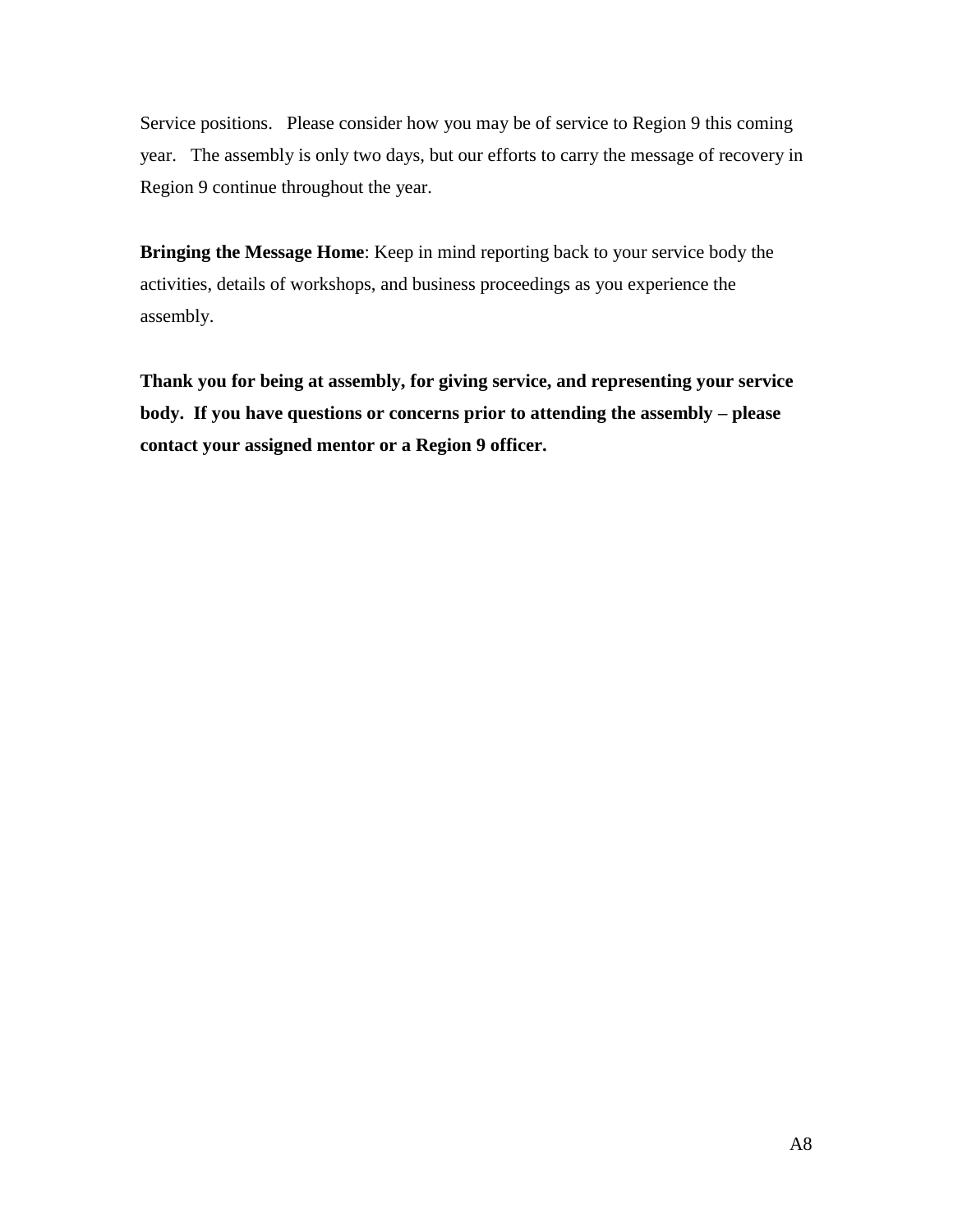Service positions. Please consider how you may be of service to Region 9 this coming year. The assembly is only two days, but our efforts to carry the message of recovery in Region 9 continue throughout the year.

**Bringing the Message Home**: Keep in mind reporting back to your service body the activities, details of workshops, and business proceedings as you experience the assembly.

**Thank you for being at assembly, for giving service, and representing your service body. If you have questions or concerns prior to attending the assembly – please contact your assigned mentor or a Region 9 officer.**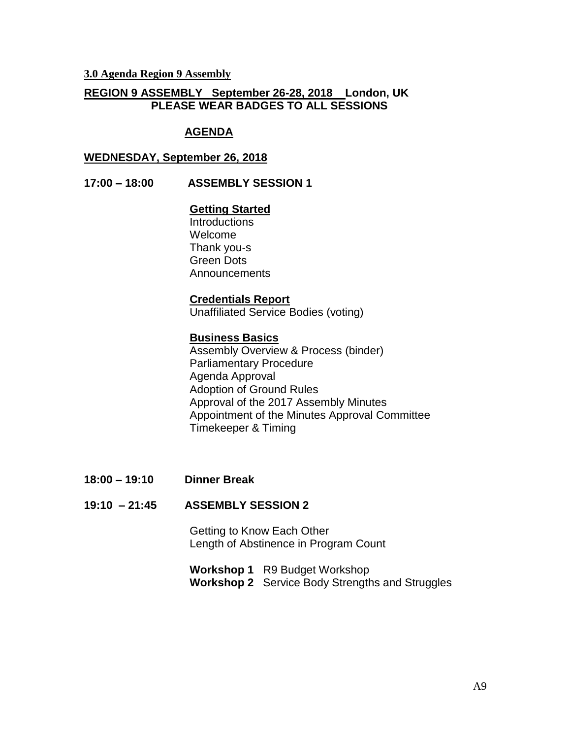**3.0 Agenda Region 9 Assembly**

**REGION 9 ASSEMBLY September 26-28, 2018 London, UK**
**PLEASE WEAR BADGES TO ALL SESSIONS**

## AGENDA

**WEDNESDAY, September 26, 2018**

**17:00 – 18:00 ASSEMBLY SESSION 1**

**Getting Started**
Introductions
Welcome
Thank you-s
Green Dots
Announcements

**Credentials Report**
Unaffiliated Service Bodies (voting)

**Business Basics**
Assembly Overview & Process (binder)
Parliamentary Procedure
Agenda Approval
Adoption of Ground Rules
Approval of the 2017 Assembly Minutes
Appointment of the Minutes Approval Committee
Timekeeper & Timing

**18:00 – 19:10 Dinner Break**

**19:10 – 21:45 ASSEMBLY SESSION 2**

Getting to Know Each Other
Length of Abstinence in Program Count

**Workshop 1** R9 Budget Workshop
**Workshop 2** Service Body Strengths and Struggles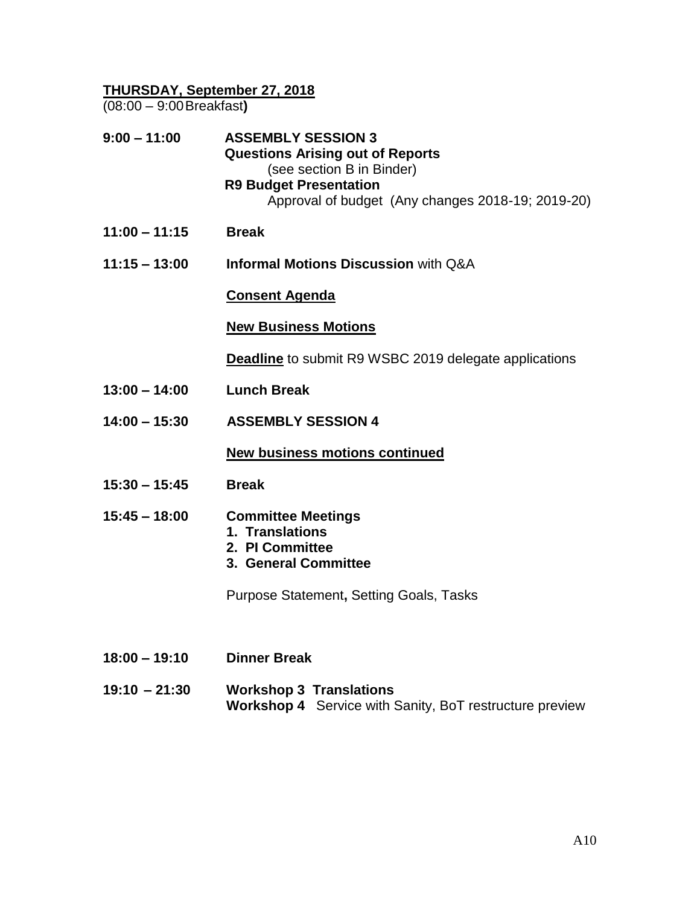**THURSDAY, September 27, 2018**
(08:00 – 9:00 Breakfast**)**

**9:00 – 11:00** **ASSEMBLY SESSION 3**
**Questions Arising out of Reports**
(see section B in Binder)
**R9 Budget Presentation**
Approval of budget (Any changes 2018-19; 2019-20)

**11:00 – 11:15** **Break**

**11:15 – 13:00** **Informal Motions Discussion** with Q&A

**Consent Agenda**

**New Business Motions**

**Deadline** to submit R9 WSBC 2019 delegate applications

**13:00 – 14:00** **Lunch Break**

**14:00 – 15:30** **ASSEMBLY SESSION 4**

**New business motions continued**

**15:30 – 15:45** **Break**

**15:45 – 18:00** **Committee Meetings**

1. **Translations**
2. **PI Committee**
3. **General Committee**

Purpose Statement**,** Setting Goals, Tasks

**18:00 – 19:10** **Dinner Break**

**19:10 – 21:30** **Workshop 3 Translations**
**Workshop 4** Service with Sanity, BoT restructure preview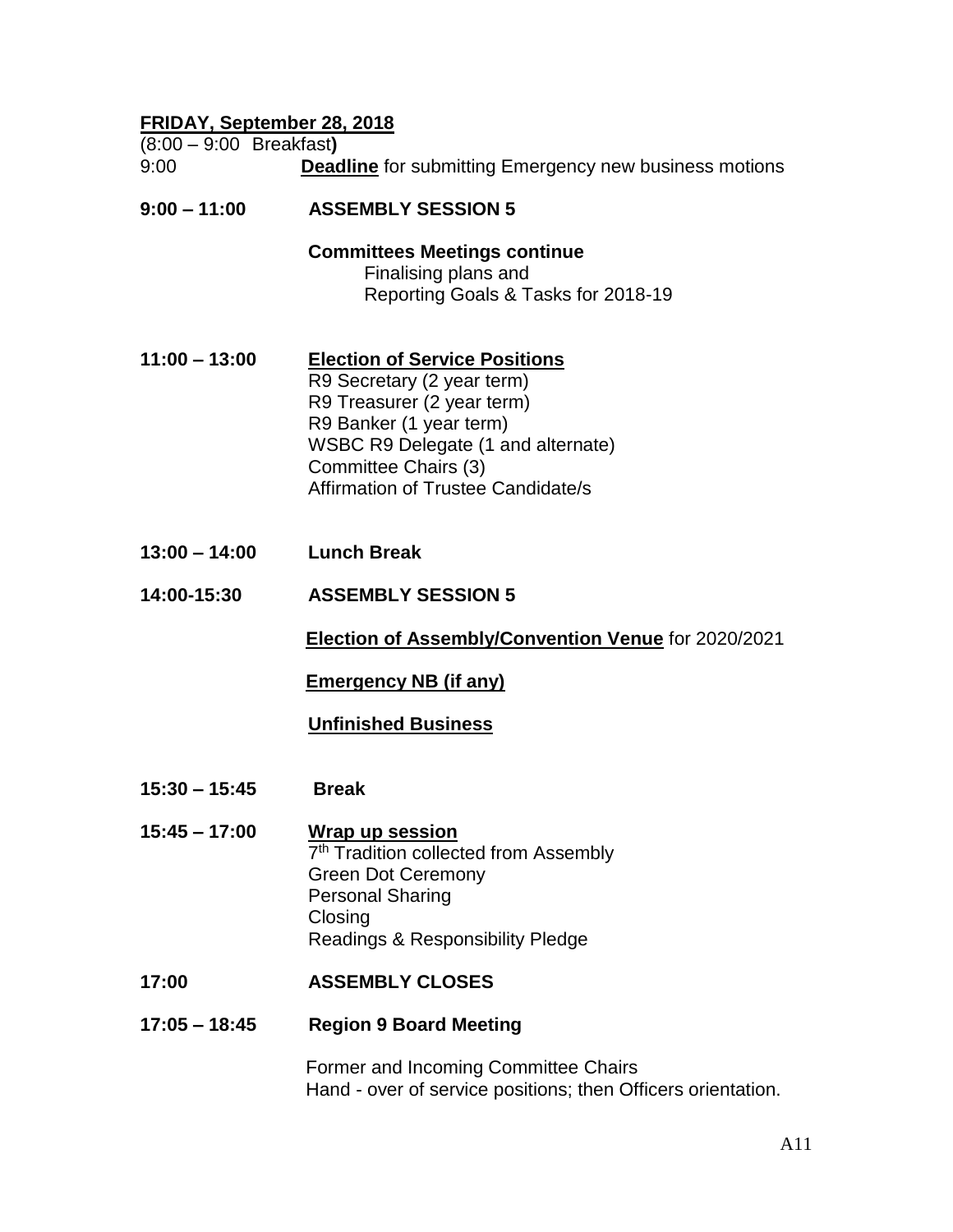**FRIDAY, September 28, 2018**

(8:00 – 9:00 Breakfast**)**

9:00 **Deadline** for submitting Emergency new business motions

**9:00 – 11:00 ASSEMBLY SESSION 5**

**Committees Meetings continue**
Finalising plans and
Reporting Goals & Tasks for 2018-19

**11:00 – 13:00 Election of Service Positions**
R9 Secretary (2 year term)
R9 Treasurer (2 year term)
R9 Banker (1 year term)
WSBC R9 Delegate (1 and alternate)
Committee Chairs (3)
Affirmation of Trustee Candidate/s

**13:00 – 14:00 Lunch Break**

**14:00-15:30 ASSEMBLY SESSION 5**

**Election of Assembly/Convention Venue** for 2020/2021

**Emergency NB (if any)**

**Unfinished Business**

**15:30 – 15:45 Break**

**15:45 – 17:00 Wrap up session**
7th Tradition collected from Assembly
Green Dot Ceremony
Personal Sharing
Closing
Readings & Responsibility Pledge

**17:00 ASSEMBLY CLOSES**

**17:05 – 18:45 Region 9 Board Meeting**

Former and Incoming Committee Chairs
Hand - over of service positions; then Officers orientation.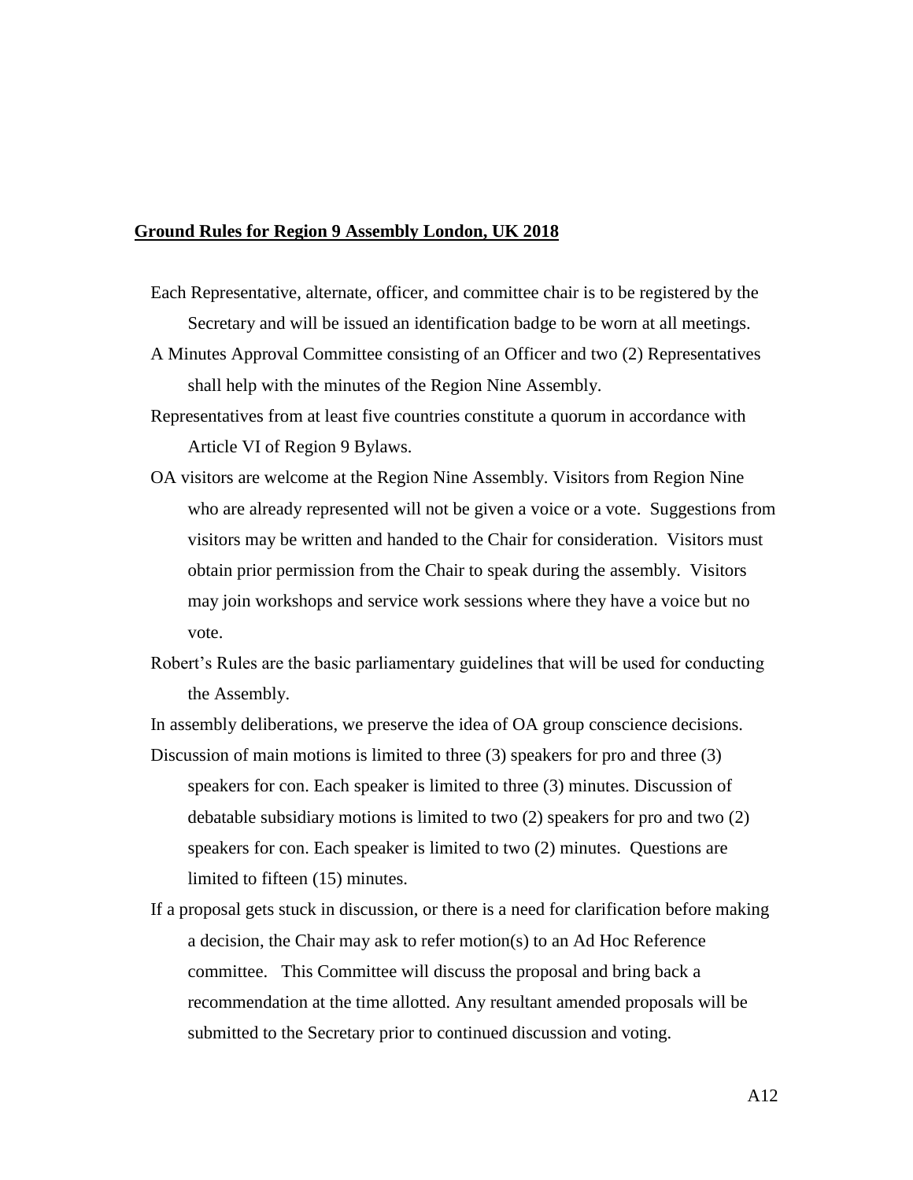**Ground Rules for Region 9 Assembly London, UK 2018**

Each Representative, alternate, officer, and committee chair is to be registered by the Secretary and will be issued an identification badge to be worn at all meetings.

A Minutes Approval Committee consisting of an Officer and two (2) Representatives shall help with the minutes of the Region Nine Assembly.

Representatives from at least five countries constitute a quorum in accordance with Article VI of Region 9 Bylaws.

OA visitors are welcome at the Region Nine Assembly. Visitors from Region Nine who are already represented will not be given a voice or a vote. Suggestions from visitors may be written and handed to the Chair for consideration. Visitors must obtain prior permission from the Chair to speak during the assembly. Visitors may join workshops and service work sessions where they have a voice but no vote.

Robert's Rules are the basic parliamentary guidelines that will be used for conducting the Assembly.

In assembly deliberations, we preserve the idea of OA group conscience decisions.

Discussion of main motions is limited to three (3) speakers for pro and three (3) speakers for con. Each speaker is limited to three (3) minutes. Discussion of debatable subsidiary motions is limited to two (2) speakers for pro and two (2) speakers for con. Each speaker is limited to two (2) minutes. Questions are limited to fifteen (15) minutes.

If a proposal gets stuck in discussion, or there is a need for clarification before making a decision, the Chair may ask to refer motion(s) to an Ad Hoc Reference committee. This Committee will discuss the proposal and bring back a recommendation at the time allotted. Any resultant amended proposals will be submitted to the Secretary prior to continued discussion and voting.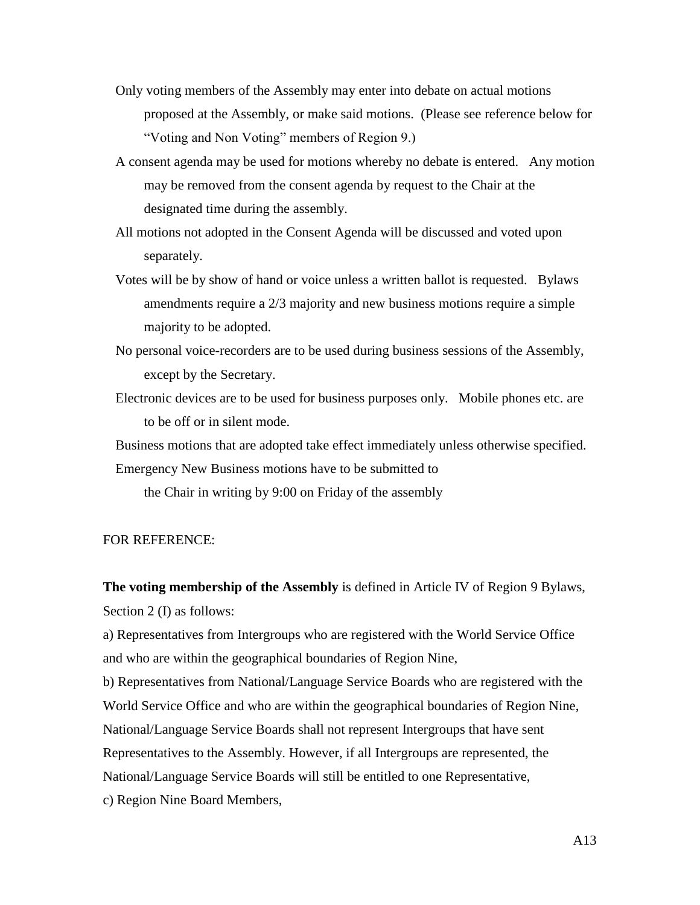Only voting members of the Assembly may enter into debate on actual motions proposed at the Assembly, or make said motions. (Please see reference below for "Voting and Non Voting" members of Region 9.)

A consent agenda may be used for motions whereby no debate is entered. Any motion may be removed from the consent agenda by request to the Chair at the designated time during the assembly.

All motions not adopted in the Consent Agenda will be discussed and voted upon separately.

Votes will be by show of hand or voice unless a written ballot is requested. Bylaws amendments require a 2/3 majority and new business motions require a simple majority to be adopted.

No personal voice-recorders are to be used during business sessions of the Assembly, except by the Secretary.

Electronic devices are to be used for business purposes only. Mobile phones etc. are to be off or in silent mode.

Business motions that are adopted take effect immediately unless otherwise specified.

Emergency New Business motions have to be submitted to the Chair in writing by 9:00 on Friday of the assembly

FOR REFERENCE:

**The voting membership of the Assembly** is defined in Article IV of Region 9 Bylaws, Section 2 (I) as follows:

a) Representatives from Intergroups who are registered with the World Service Office and who are within the geographical boundaries of Region Nine,

b) Representatives from National/Language Service Boards who are registered with the World Service Office and who are within the geographical boundaries of Region Nine, National/Language Service Boards shall not represent Intergroups that have sent Representatives to the Assembly. However, if all Intergroups are represented, the National/Language Service Boards will still be entitled to one Representative,

c) Region Nine Board Members,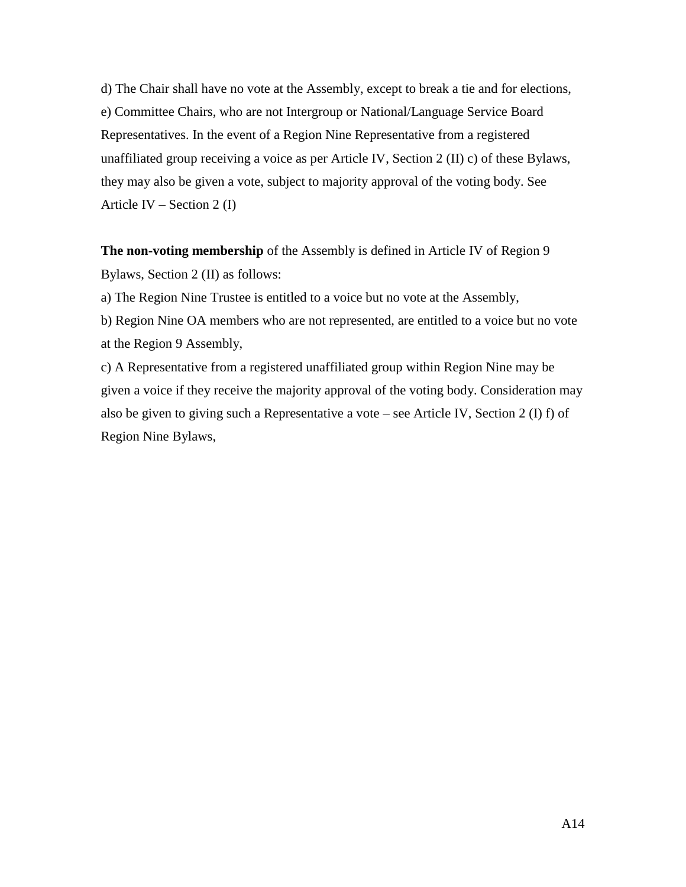d) The Chair shall have no vote at the Assembly, except to break a tie and for elections,

e) Committee Chairs, who are not Intergroup or National/Language Service Board Representatives. In the event of a Region Nine Representative from a registered unaffiliated group receiving a voice as per Article IV, Section 2 (II) c) of these Bylaws, they may also be given a vote, subject to majority approval of the voting body. See Article IV – Section 2 (I)

**The non-voting membership** of the Assembly is defined in Article IV of Region 9 Bylaws, Section 2 (II) as follows:

a) The Region Nine Trustee is entitled to a voice but no vote at the Assembly,

b) Region Nine OA members who are not represented, are entitled to a voice but no vote at the Region 9 Assembly,

c) A Representative from a registered unaffiliated group within Region Nine may be given a voice if they receive the majority approval of the voting body. Consideration may also be given to giving such a Representative a vote – see Article IV, Section 2 (I) f) of Region Nine Bylaws,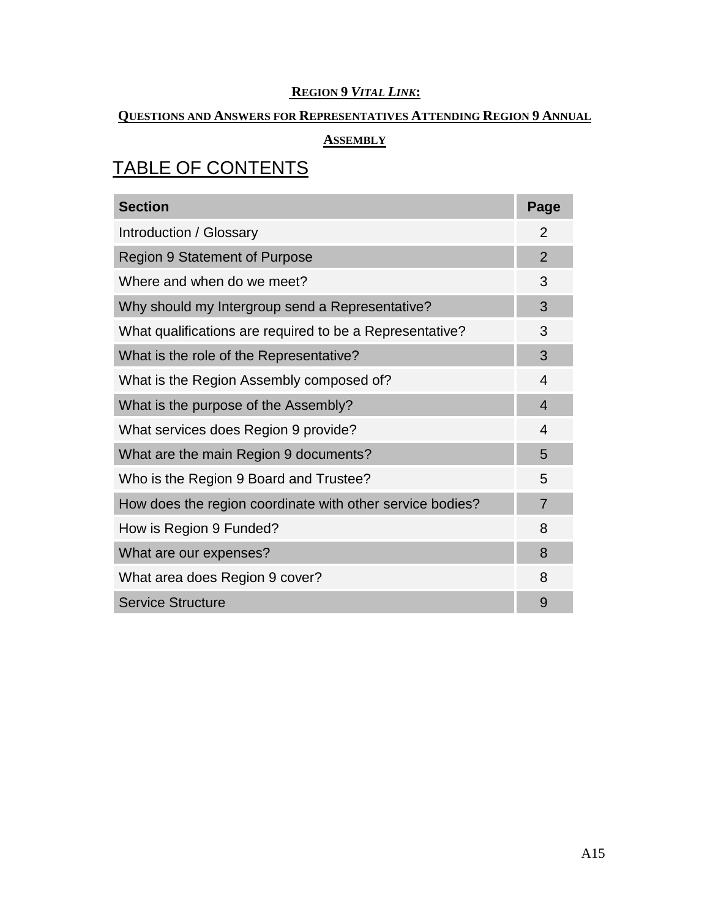**REGION 9 *VITAL LINK*:**

**QUESTIONS AND ANSWERS FOR REPRESENTATIVES ATTENDING REGION 9 ANNUAL ASSEMBLY**

# TABLE OF CONTENTS

| Section | Page |
|---|---|
| Introduction / Glossary | 2 |
| Region 9 Statement of Purpose | 2 |
| Where and when do we meet? | 3 |
| Why should my Intergroup send a Representative? | 3 |
| What qualifications are required to be a Representative? | 3 |
| What is the role of the Representative? | 3 |
| What is the Region Assembly composed of? | 4 |
| What is the purpose of the Assembly? | 4 |
| What services does Region 9 provide? | 4 |
| What are the main Region 9 documents? | 5 |
| Who is the Region 9 Board and Trustee? | 5 |
| How does the region coordinate with other service bodies? | 7 |
| How is Region 9 Funded? | 8 |
| What are our expenses? | 8 |
| What area does Region 9 cover? | 8 |
| Service Structure | 9 |

A15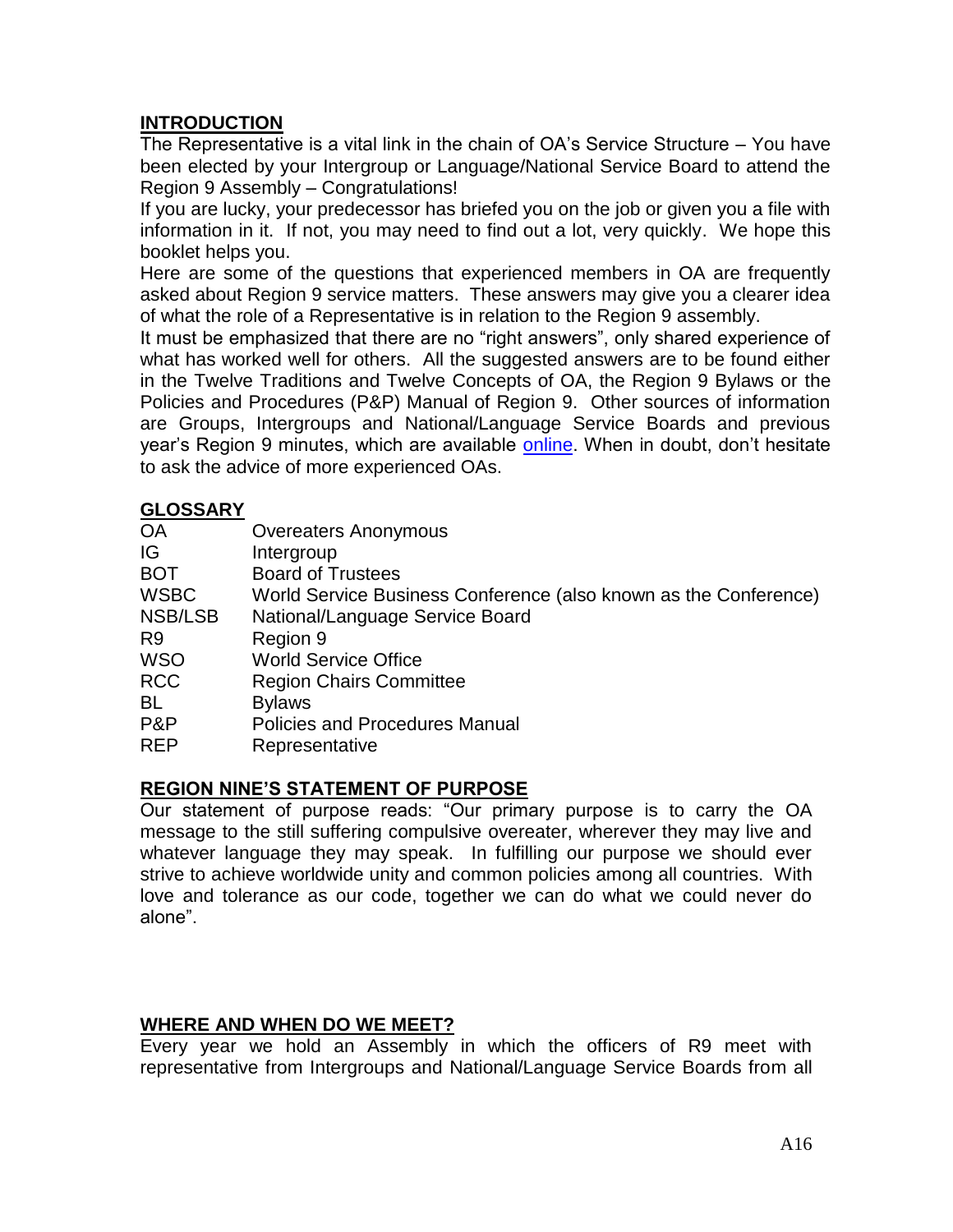## INTRODUCTION

The Representative is a vital link in the chain of OA's Service Structure – You have been elected by your Intergroup or Language/National Service Board to attend the Region 9 Assembly – Congratulations!

If you are lucky, your predecessor has briefed you on the job or given you a file with information in it. If not, you may need to find out a lot, very quickly. We hope this booklet helps you.

Here are some of the questions that experienced members in OA are frequently asked about Region 9 service matters. These answers may give you a clearer idea of what the role of a Representative is in relation to the Region 9 assembly.

It must be emphasized that there are no "right answers", only shared experience of what has worked well for others. All the suggested answers are to be found either in the Twelve Traditions and Twelve Concepts of OA, the Region 9 Bylaws or the Policies and Procedures (P&P) Manual of Region 9. Other sources of information are Groups, Intergroups and National/Language Service Boards and previous year's Region 9 minutes, which are available online. When in doubt, don't hesitate to ask the advice of more experienced OAs.

## GLOSSARY

| | |
|---|---|
| OA | Overeaters Anonymous |
| IG | Intergroup |
| BOT | Board of Trustees |
| WSBC | World Service Business Conference (also known as the Conference) |
| NSB/LSB | National/Language Service Board |
| R9 | Region 9 |
| WSO | World Service Office |
| RCC | Region Chairs Committee |
| BL | Bylaws |
| P&P | Policies and Procedures Manual |
| REP | Representative |

## REGION NINE'S STATEMENT OF PURPOSE

Our statement of purpose reads: "Our primary purpose is to carry the OA message to the still suffering compulsive overeater, wherever they may live and whatever language they may speak. In fulfilling our purpose we should ever strive to achieve worldwide unity and common policies among all countries. With love and tolerance as our code, together we can do what we could never do alone".

## WHERE AND WHEN DO WE MEET?

Every year we hold an Assembly in which the officers of R9 meet with representative from Intergroups and National/Language Service Boards from all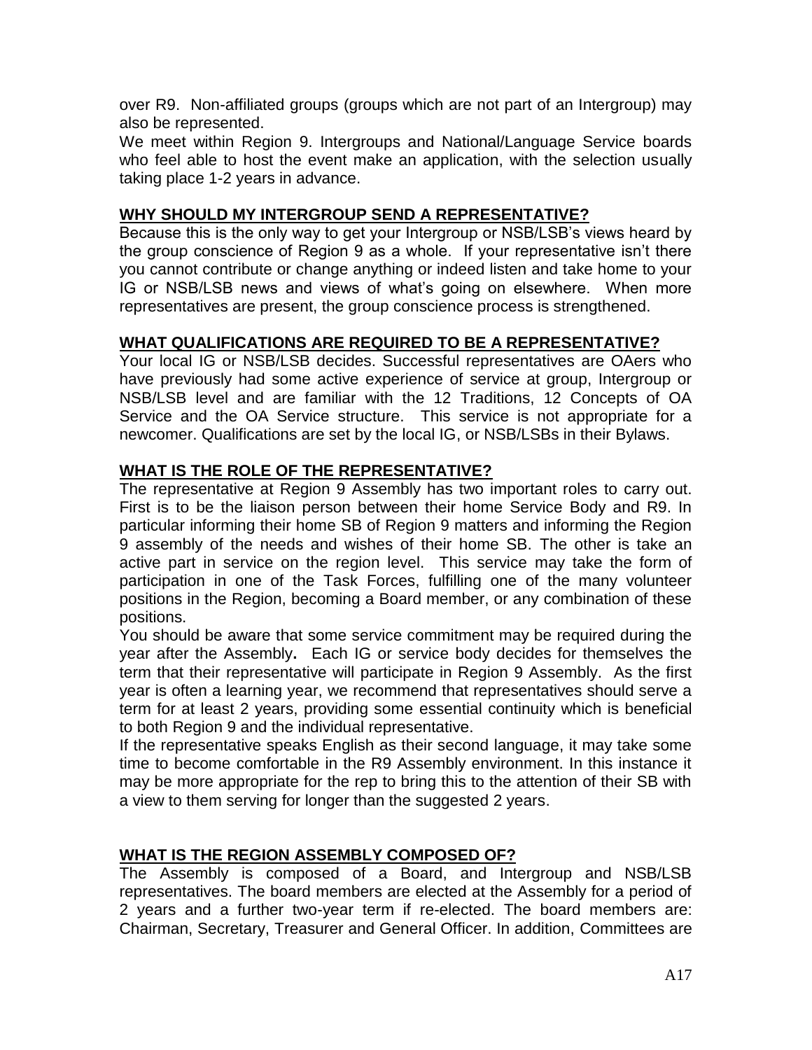over R9. Non-affiliated groups (groups which are not part of an Intergroup) may also be represented.

We meet within Region 9. Intergroups and National/Language Service boards who feel able to host the event make an application, with the selection usually taking place 1-2 years in advance.

## WHY SHOULD MY INTERGROUP SEND A REPRESENTATIVE?

Because this is the only way to get your Intergroup or NSB/LSB's views heard by the group conscience of Region 9 as a whole. If your representative isn't there you cannot contribute or change anything or indeed listen and take home to your IG or NSB/LSB news and views of what's going on elsewhere. When more representatives are present, the group conscience process is strengthened.

## WHAT QUALIFICATIONS ARE REQUIRED TO BE A REPRESENTATIVE?

Your local IG or NSB/LSB decides. Successful representatives are OAers who have previously had some active experience of service at group, Intergroup or NSB/LSB level and are familiar with the 12 Traditions, 12 Concepts of OA Service and the OA Service structure. This service is not appropriate for a newcomer. Qualifications are set by the local IG, or NSB/LSBs in their Bylaws.

## WHAT IS THE ROLE OF THE REPRESENTATIVE?

The representative at Region 9 Assembly has two important roles to carry out. First is to be the liaison person between their home Service Body and R9. In particular informing their home SB of Region 9 matters and informing the Region 9 assembly of the needs and wishes of their home SB. The other is take an active part in service on the region level. This service may take the form of participation in one of the Task Forces, fulfilling one of the many volunteer positions in the Region, becoming a Board member, or any combination of these positions.

You should be aware that some service commitment may be required during the year after the Assembly**.** Each IG or service body decides for themselves the term that their representative will participate in Region 9 Assembly. As the first year is often a learning year, we recommend that representatives should serve a term for at least 2 years, providing some essential continuity which is beneficial to both Region 9 and the individual representative.

If the representative speaks English as their second language, it may take some time to become comfortable in the R9 Assembly environment. In this instance it may be more appropriate for the rep to bring this to the attention of their SB with a view to them serving for longer than the suggested 2 years.

## WHAT IS THE REGION ASSEMBLY COMPOSED OF?

The Assembly is composed of a Board, and Intergroup and NSB/LSB representatives. The board members are elected at the Assembly for a period of 2 years and a further two-year term if re-elected. The board members are: Chairman, Secretary, Treasurer and General Officer. In addition, Committees are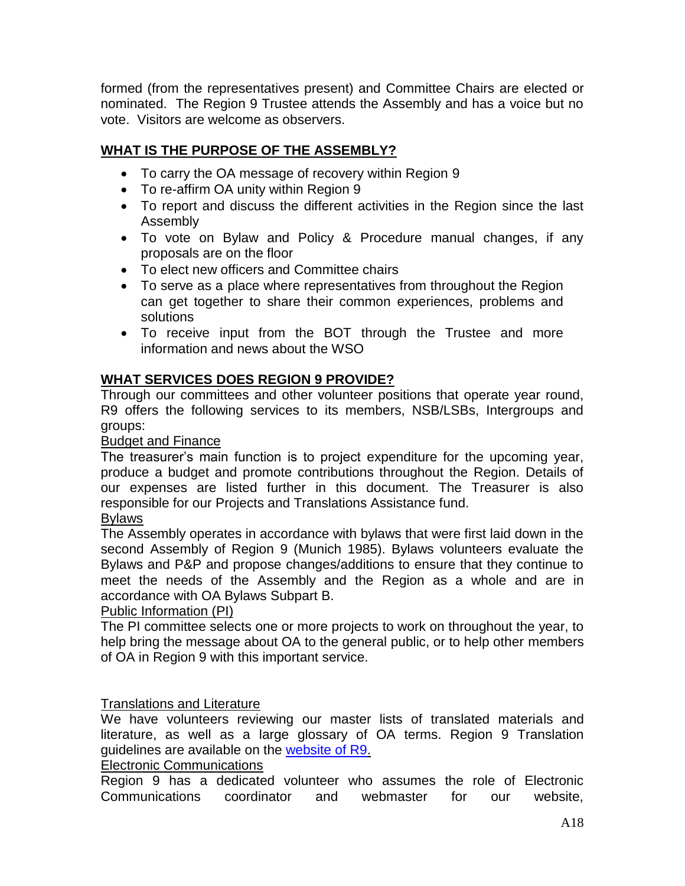formed (from the representatives present) and Committee Chairs are elected or nominated. The Region 9 Trustee attends the Assembly and has a voice but no vote. Visitors are welcome as observers.

## WHAT IS THE PURPOSE OF THE ASSEMBLY?

- To carry the OA message of recovery within Region 9
- To re-affirm OA unity within Region 9
- To report and discuss the different activities in the Region since the last Assembly
- To vote on Bylaw and Policy & Procedure manual changes, if any proposals are on the floor
- To elect new officers and Committee chairs
- To serve as a place where representatives from throughout the Region can get together to share their common experiences, problems and solutions
- To receive input from the BOT through the Trustee and more information and news about the WSO

## WHAT SERVICES DOES REGION 9 PROVIDE?

Through our committees and other volunteer positions that operate year round, R9 offers the following services to its members, NSB/LSBs, Intergroups and groups:

Budget and Finance

The treasurer's main function is to project expenditure for the upcoming year, produce a budget and promote contributions throughout the Region. Details of our expenses are listed further in this document. The Treasurer is also responsible for our Projects and Translations Assistance fund.

Bylaws

The Assembly operates in accordance with bylaws that were first laid down in the second Assembly of Region 9 (Munich 1985). Bylaws volunteers evaluate the Bylaws and P&P and propose changes/additions to ensure that they continue to meet the needs of the Assembly and the Region as a whole and are in accordance with OA Bylaws Subpart B.

Public Information (PI)

The PI committee selects one or more projects to work on throughout the year, to help bring the message about OA to the general public, or to help other members of OA in Region 9 with this important service.

Translations and Literature

We have volunteers reviewing our master lists of translated materials and literature, as well as a large glossary of OA terms. Region 9 Translation guidelines are available on the website of R9.

Electronic Communications

Region 9 has a dedicated volunteer who assumes the role of Electronic Communications coordinator and webmaster for our website,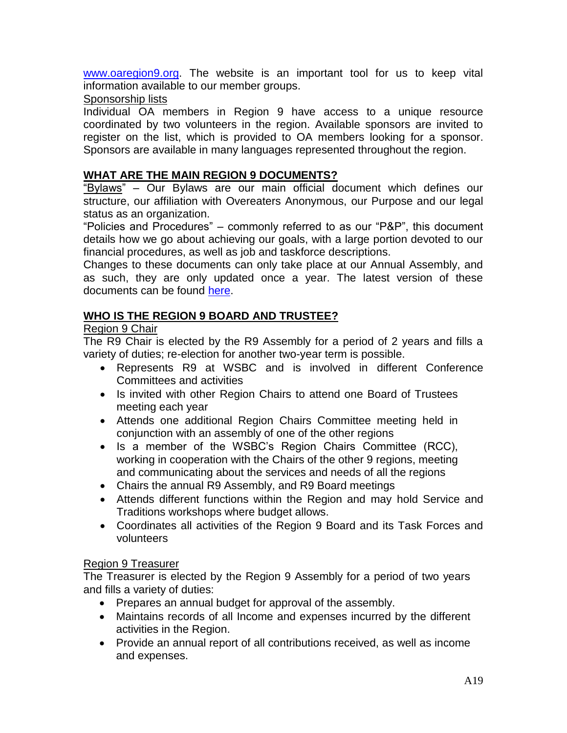[www.oaregion9.org](http://www.oaregion9.org). The website is an important tool for us to keep vital information available to our member groups.

Sponsorship lists

Individual OA members in Region 9 have access to a unique resource coordinated by two volunteers in the region. Available sponsors are invited to register on the list, which is provided to OA members looking for a sponsor. Sponsors are available in many languages represented throughout the region.

## WHAT ARE THE MAIN REGION 9 DOCUMENTS?

"Bylaws" – Our Bylaws are our main official document which defines our structure, our affiliation with Overeaters Anonymous, our Purpose and our legal status as an organization.

"Policies and Procedures" – commonly referred to as our "P&P", this document details how we go about achieving our goals, with a large portion devoted to our financial procedures, as well as job and taskforce descriptions.

Changes to these documents can only take place at our Annual Assembly, and as such, they are only updated once a year. The latest version of these documents can be found here.

## WHO IS THE REGION 9 BOARD AND TRUSTEE?

Region 9 Chair

The R9 Chair is elected by the R9 Assembly for a period of 2 years and fills a variety of duties; re-election for another two-year term is possible.

- Represents R9 at WSBC and is involved in different Conference Committees and activities
- Is invited with other Region Chairs to attend one Board of Trustees meeting each year
- Attends one additional Region Chairs Committee meeting held in conjunction with an assembly of one of the other regions
- Is a member of the WSBC's Region Chairs Committee (RCC), working in cooperation with the Chairs of the other 9 regions, meeting and communicating about the services and needs of all the regions
- Chairs the annual R9 Assembly, and R9 Board meetings
- Attends different functions within the Region and may hold Service and Traditions workshops where budget allows.
- Coordinates all activities of the Region 9 Board and its Task Forces and volunteers

Region 9 Treasurer

The Treasurer is elected by the Region 9 Assembly for a period of two years and fills a variety of duties:

- Prepares an annual budget for approval of the assembly.
- Maintains records of all Income and expenses incurred by the different activities in the Region.
- Provide an annual report of all contributions received, as well as income and expenses.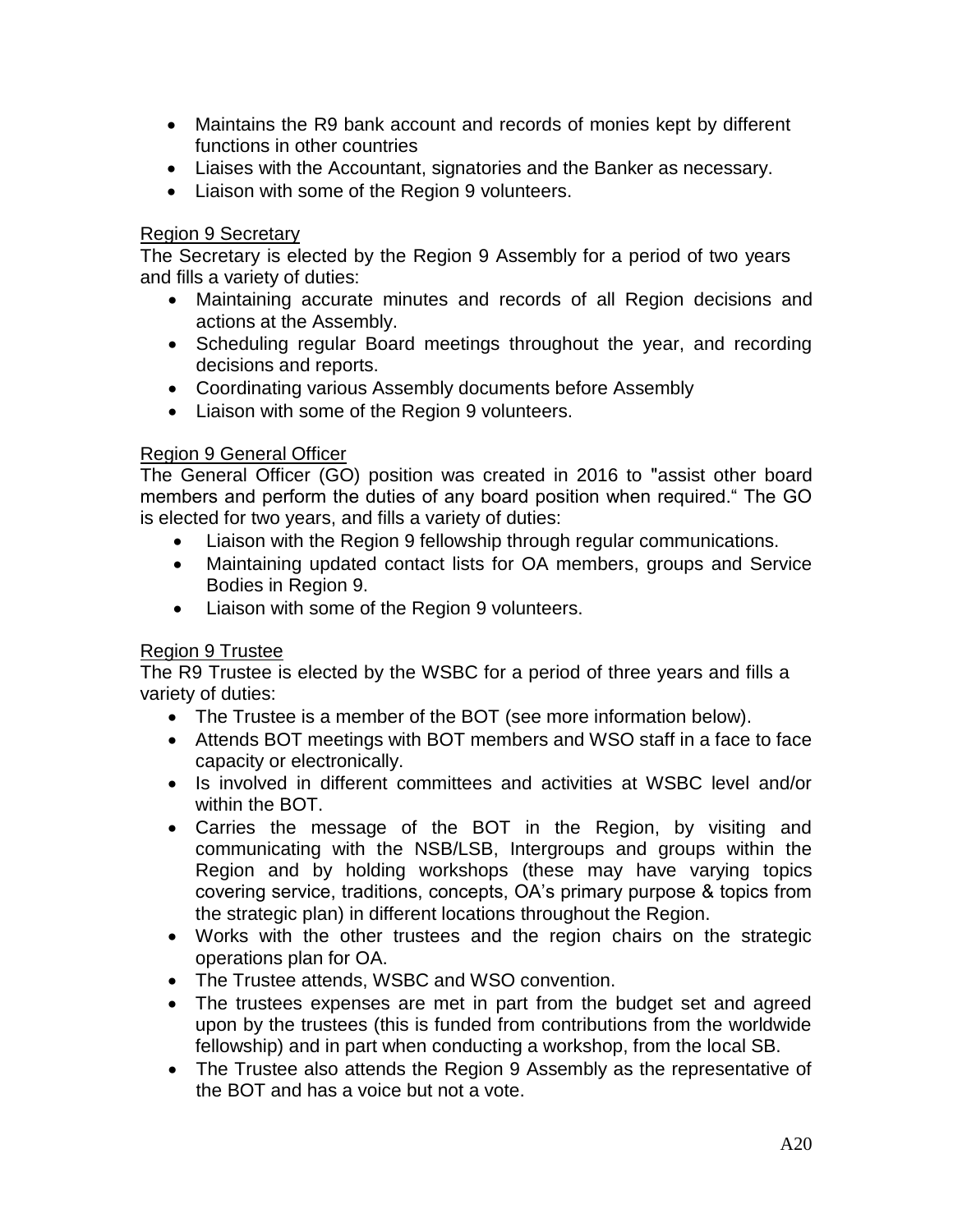- Maintains the R9 bank account and records of monies kept by different functions in other countries
- Liaises with the Accountant, signatories and the Banker as necessary.
- Liaison with some of the Region 9 volunteers.

Region 9 Secretary

The Secretary is elected by the Region 9 Assembly for a period of two years and fills a variety of duties:

- Maintaining accurate minutes and records of all Region decisions and actions at the Assembly.
- Scheduling regular Board meetings throughout the year, and recording decisions and reports.
- Coordinating various Assembly documents before Assembly
- Liaison with some of the Region 9 volunteers.

Region 9 General Officer

The General Officer (GO) position was created in 2016 to "assist other board members and perform the duties of any board position when required." The GO is elected for two years, and fills a variety of duties:

- Liaison with the Region 9 fellowship through regular communications.
- Maintaining updated contact lists for OA members, groups and Service Bodies in Region 9.
- Liaison with some of the Region 9 volunteers.

Region 9 Trustee

The R9 Trustee is elected by the WSBC for a period of three years and fills a variety of duties:

- The Trustee is a member of the BOT (see more information below).
- Attends BOT meetings with BOT members and WSO staff in a face to face capacity or electronically.
- Is involved in different committees and activities at WSBC level and/or within the BOT.
- Carries the message of the BOT in the Region, by visiting and communicating with the NSB/LSB, Intergroups and groups within the Region and by holding workshops (these may have varying topics covering service, traditions, concepts, OA's primary purpose & topics from the strategic plan) in different locations throughout the Region.
- Works with the other trustees and the region chairs on the strategic operations plan for OA.
- The Trustee attends, WSBC and WSO convention.
- The trustees expenses are met in part from the budget set and agreed upon by the trustees (this is funded from contributions from the worldwide fellowship) and in part when conducting a workshop, from the local SB.
- The Trustee also attends the Region 9 Assembly as the representative of the BOT and has a voice but not a vote.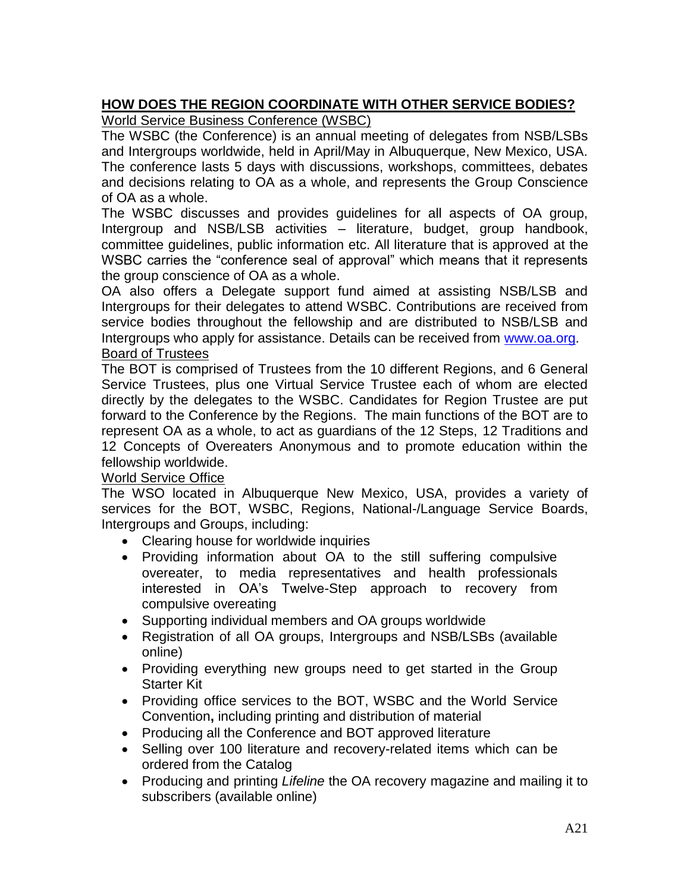## HOW DOES THE REGION COORDINATE WITH OTHER SERVICE BODIES?

### World Service Business Conference (WSBC)

The WSBC (the Conference) is an annual meeting of delegates from NSB/LSBs and Intergroups worldwide, held in April/May in Albuquerque, New Mexico, USA. The conference lasts 5 days with discussions, workshops, committees, debates and decisions relating to OA as a whole, and represents the Group Conscience of OA as a whole.

The WSBC discusses and provides guidelines for all aspects of OA group, Intergroup and NSB/LSB activities – literature, budget, group handbook, committee guidelines, public information etc. All literature that is approved at the WSBC carries the "conference seal of approval" which means that it represents the group conscience of OA as a whole.

OA also offers a Delegate support fund aimed at assisting NSB/LSB and Intergroups for their delegates to attend WSBC. Contributions are received from service bodies throughout the fellowship and are distributed to NSB/LSB and Intergroups who apply for assistance. Details can be received from [www.oa.org](http://www.oa.org).

### Board of Trustees

The BOT is comprised of Trustees from the 10 different Regions, and 6 General Service Trustees, plus one Virtual Service Trustee each of whom are elected directly by the delegates to the WSBC. Candidates for Region Trustee are put forward to the Conference by the Regions. The main functions of the BOT are to represent OA as a whole, to act as guardians of the 12 Steps, 12 Traditions and 12 Concepts of Overeaters Anonymous and to promote education within the fellowship worldwide.

### World Service Office

The WSO located in Albuquerque New Mexico, USA, provides a variety of services for the BOT, WSBC, Regions, National-/Language Service Boards, Intergroups and Groups, including:

- Clearing house for worldwide inquiries
- Providing information about OA to the still suffering compulsive overeater, to media representatives and health professionals interested in OA's Twelve-Step approach to recovery from compulsive overeating
- Supporting individual members and OA groups worldwide
- Registration of all OA groups, Intergroups and NSB/LSBs (available online)
- Providing everything new groups need to get started in the Group Starter Kit
- Providing office services to the BOT, WSBC and the World Service Convention**,** including printing and distribution of material
- Producing all the Conference and BOT approved literature
- Selling over 100 literature and recovery-related items which can be ordered from the Catalog
- Producing and printing *Lifeline* the OA recovery magazine and mailing it to subscribers (available online)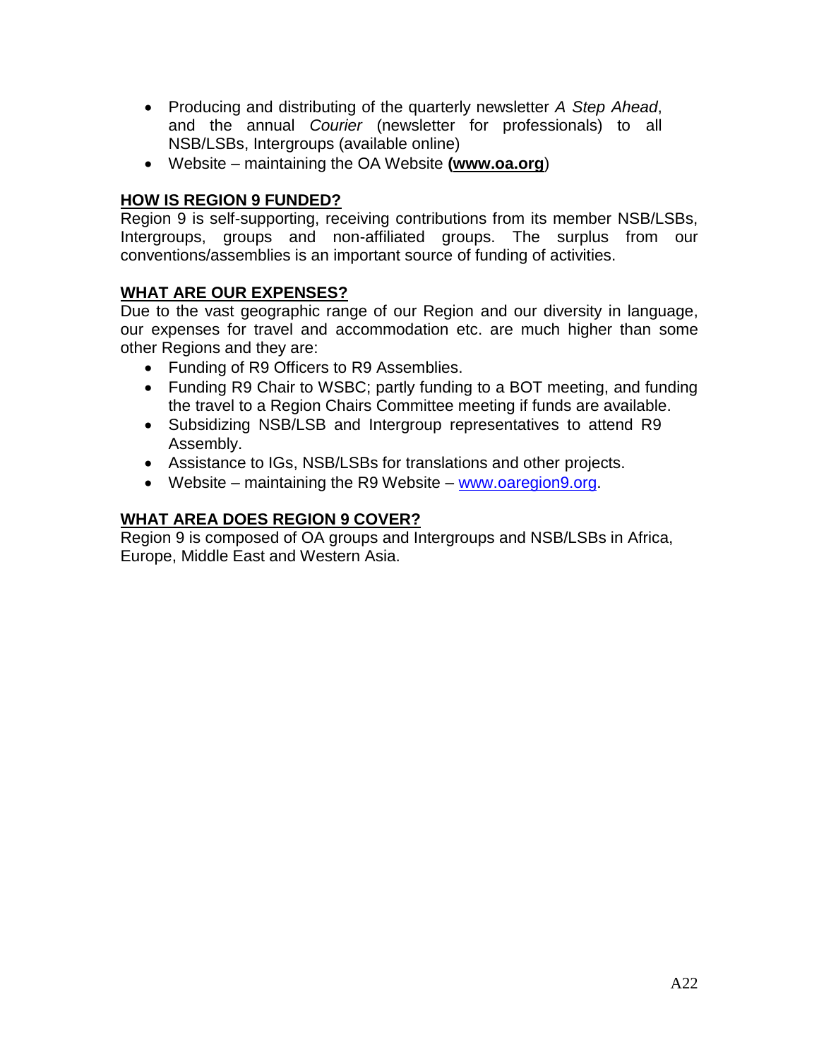- Producing and distributing of the quarterly newsletter *A Step Ahead*, and the annual *Courier* (newsletter for professionals) to all NSB/LSBs, Intergroups (available online)
- Website – maintaining the OA Website **(www.oa.org**)

## HOW IS REGION 9 FUNDED?

Region 9 is self-supporting, receiving contributions from its member NSB/LSBs, Intergroups, groups and non-affiliated groups. The surplus from our conventions/assemblies is an important source of funding of activities.

## WHAT ARE OUR EXPENSES?

Due to the vast geographic range of our Region and our diversity in language, our expenses for travel and accommodation etc. are much higher than some other Regions and they are:

- Funding of R9 Officers to R9 Assemblies.
- Funding R9 Chair to WSBC; partly funding to a BOT meeting, and funding the travel to a Region Chairs Committee meeting if funds are available.
- Subsidizing NSB/LSB and Intergroup representatives to attend R9 Assembly.
- Assistance to IGs, NSB/LSBs for translations and other projects.
- Website – maintaining the R9 Website – www.oaregion9.org.

## WHAT AREA DOES REGION 9 COVER?

Region 9 is composed of OA groups and Intergroups and NSB/LSBs in Africa, Europe, Middle East and Western Asia.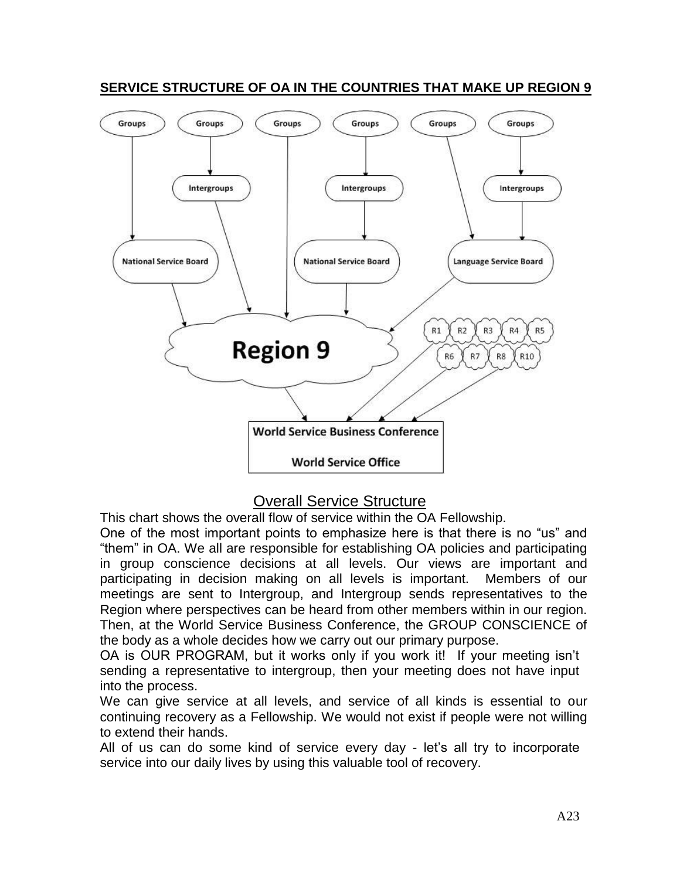## SERVICE STRUCTURE OF OA IN THE COUNTRIES THAT MAKE UP REGION 9

## Overall Service Structure

This chart shows the overall flow of service within the OA Fellowship.

One of the most important points to emphasize here is that there is no "us" and "them" in OA. We all are responsible for establishing OA policies and participating in group conscience decisions at all levels. Our views are important and participating in decision making on all levels is important. Members of our meetings are sent to Intergroup, and Intergroup sends representatives to the Region where perspectives can be heard from other members within in our region. Then, at the World Service Business Conference, the GROUP CONSCIENCE of the body as a whole decides how we carry out our primary purpose.

OA is OUR PROGRAM, but it works only if you work it! If your meeting isn't sending a representative to intergroup, then your meeting does not have input into the process.

We can give service at all levels, and service of all kinds is essential to our continuing recovery as a Fellowship. We would not exist if people were not willing to extend their hands.

All of us can do some kind of service every day - let's all try to incorporate service into our daily lives by using this valuable tool of recovery.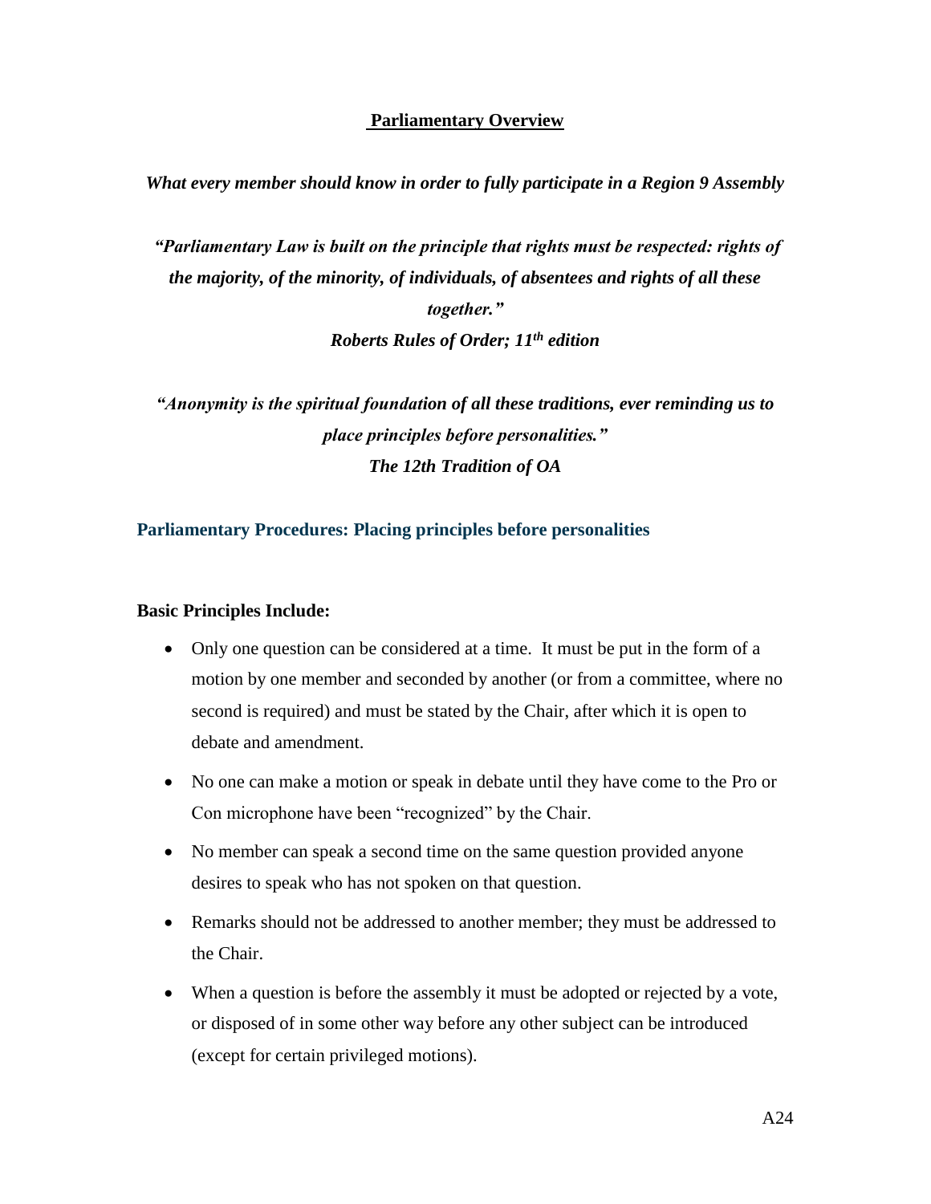## Parliamentary Overview

***What every member should know in order to fully participate in a Region 9 Assembly***

***"Parliamentary Law is built on the principle that rights must be respected: rights of the majority, of the minority, of individuals, of absentees and rights of all these together."***
***Roberts Rules of Order; 11th edition***

***"Anonymity is the spiritual foundation of all these traditions, ever reminding us to place principles before personalities."***
***The 12th Tradition of OA***

### Parliamentary Procedures: Placing principles before personalities

**Basic Principles Include:**

- Only one question can be considered at a time. It must be put in the form of a motion by one member and seconded by another (or from a committee, where no second is required) and must be stated by the Chair, after which it is open to debate and amendment.
- No one can make a motion or speak in debate until they have come to the Pro or Con microphone have been "recognized" by the Chair.
- No member can speak a second time on the same question provided anyone desires to speak who has not spoken on that question.
- Remarks should not be addressed to another member; they must be addressed to the Chair.
- When a question is before the assembly it must be adopted or rejected by a vote, or disposed of in some other way before any other subject can be introduced (except for certain privileged motions).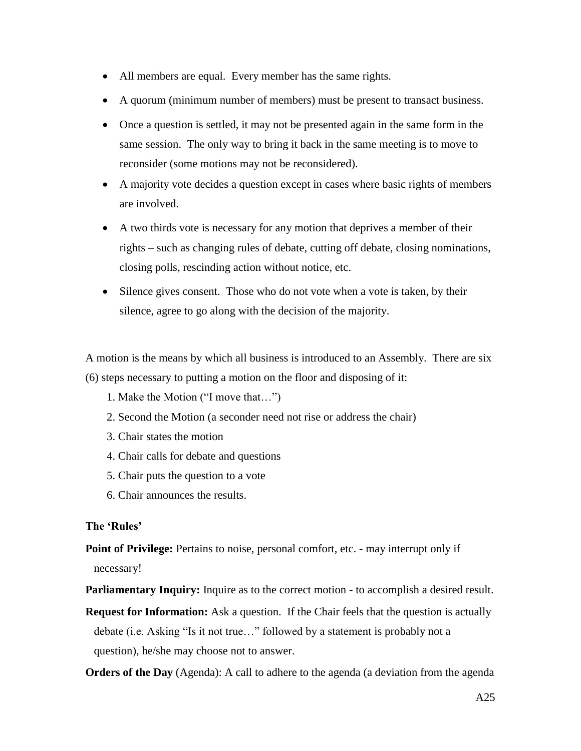- All members are equal. Every member has the same rights.
- A quorum (minimum number of members) must be present to transact business.
- Once a question is settled, it may not be presented again in the same form in the same session. The only way to bring it back in the same meeting is to move to reconsider (some motions may not be reconsidered).
- A majority vote decides a question except in cases where basic rights of members are involved.
- A two thirds vote is necessary for any motion that deprives a member of their rights – such as changing rules of debate, cutting off debate, closing nominations, closing polls, rescinding action without notice, etc.
- Silence gives consent. Those who do not vote when a vote is taken, by their silence, agree to go along with the decision of the majority.

A motion is the means by which all business is introduced to an Assembly. There are six (6) steps necessary to putting a motion on the floor and disposing of it:

1. Make the Motion ("I move that…")
2. Second the Motion (a seconder need not rise or address the chair)
3. Chair states the motion
4. Chair calls for debate and questions
5. Chair puts the question to a vote
6. Chair announces the results.

**The 'Rules'**

**Point of Privilege:** Pertains to noise, personal comfort, etc. - may interrupt only if necessary!

**Parliamentary Inquiry:** Inquire as to the correct motion - to accomplish a desired result.

**Request for Information:** Ask a question. If the Chair feels that the question is actually debate (i.e. Asking "Is it not true…" followed by a statement is probably not a question), he/she may choose not to answer.

**Orders of the Day** (Agenda): A call to adhere to the agenda (a deviation from the agenda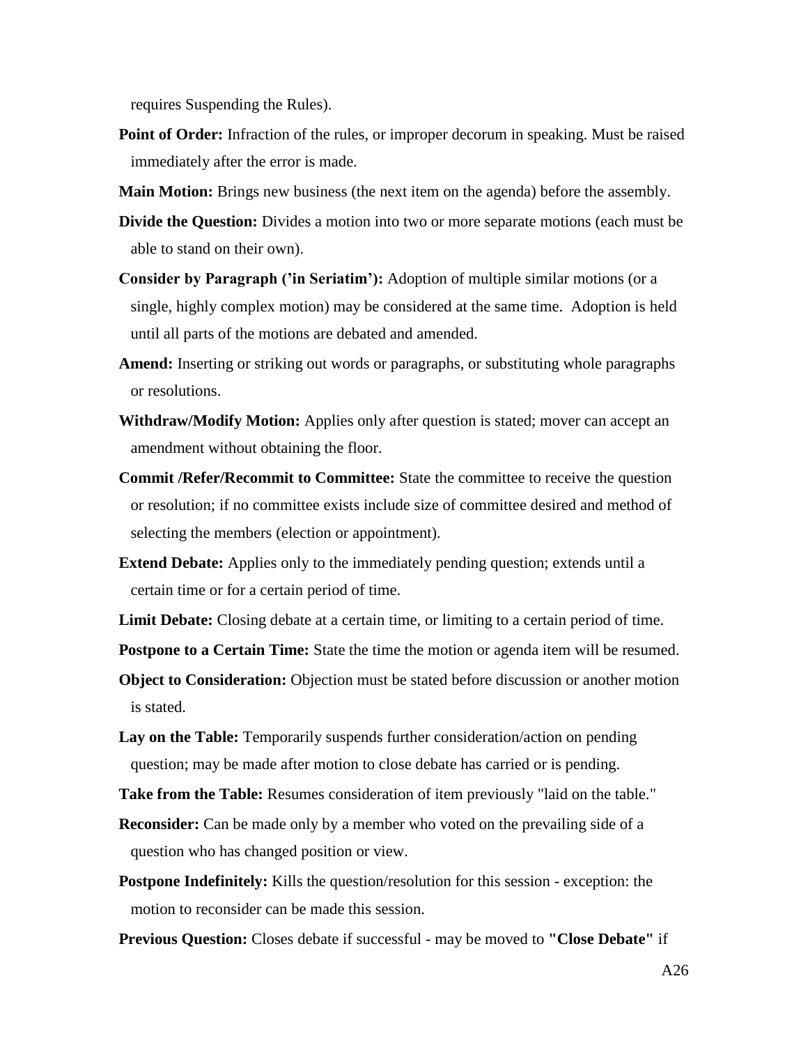requires Suspending the Rules).

**Point of Order:** Infraction of the rules, or improper decorum in speaking. Must be raised immediately after the error is made.

**Main Motion:** Brings new business (the next item on the agenda) before the assembly.

**Divide the Question:** Divides a motion into two or more separate motions (each must be able to stand on their own).

**Consider by Paragraph ('in Seriatim'):** Adoption of multiple similar motions (or a single, highly complex motion) may be considered at the same time. Adoption is held until all parts of the motions are debated and amended.

**Amend:** Inserting or striking out words or paragraphs, or substituting whole paragraphs or resolutions.

**Withdraw/Modify Motion:** Applies only after question is stated; mover can accept an amendment without obtaining the floor.

**Commit /Refer/Recommit to Committee:** State the committee to receive the question or resolution; if no committee exists include size of committee desired and method of selecting the members (election or appointment).

**Extend Debate:** Applies only to the immediately pending question; extends until a certain time or for a certain period of time.

**Limit Debate:** Closing debate at a certain time, or limiting to a certain period of time.

**Postpone to a Certain Time:** State the time the motion or agenda item will be resumed.

**Object to Consideration:** Objection must be stated before discussion or another motion is stated.

**Lay on the Table:** Temporarily suspends further consideration/action on pending question; may be made after motion to close debate has carried or is pending.

**Take from the Table:** Resumes consideration of item previously "laid on the table."

**Reconsider:** Can be made only by a member who voted on the prevailing side of a question who has changed position or view.

**Postpone Indefinitely:** Kills the question/resolution for this session - exception: the motion to reconsider can be made this session.

**Previous Question:** Closes debate if successful - may be moved to **"Close Debate"** if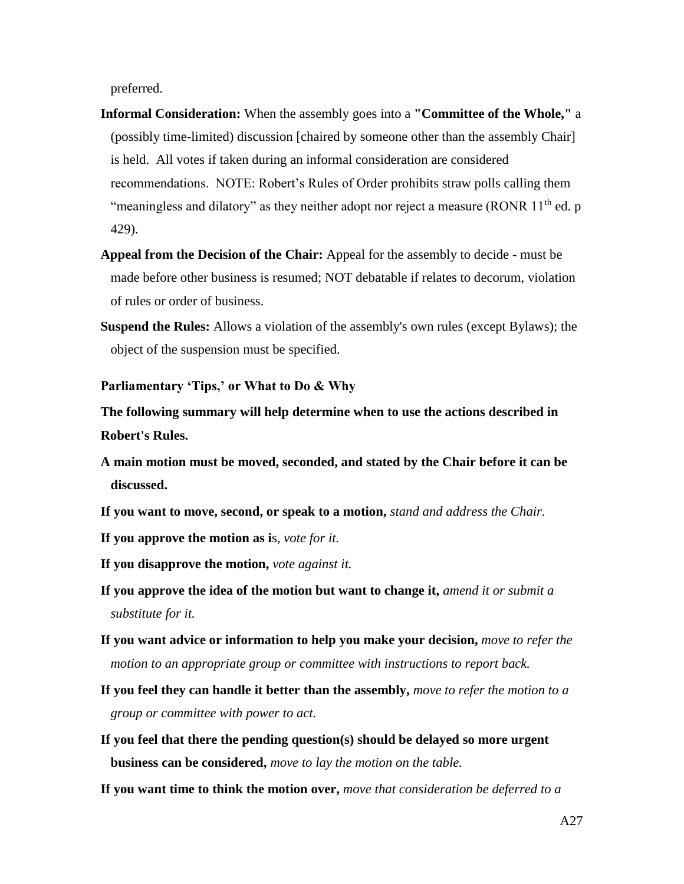preferred.

**Informal Consideration:** When the assembly goes into a **"Committee of the Whole,"** a (possibly time-limited) discussion [chaired by someone other than the assembly Chair] is held. All votes if taken during an informal consideration are considered recommendations. NOTE: Robert's Rules of Order prohibits straw polls calling them "meaningless and dilatory" as they neither adopt nor reject a measure (RONR 11th ed. p 429).

**Appeal from the Decision of the Chair:** Appeal for the assembly to decide - must be made before other business is resumed; NOT debatable if relates to decorum, violation of rules or order of business.

**Suspend the Rules:** Allows a violation of the assembly's own rules (except Bylaws); the object of the suspension must be specified.

### Parliamentary 'Tips,' or What to Do & Why

**The following summary will help determine when to use the actions described in Robert's Rules.**

**A main motion must be moved, seconded, and stated by the Chair before it can be discussed.**

**If you want to move, second, or speak to a motion,** *stand and address the Chair.*

**If you approve the motion as i**s, *vote for it.*

**If you disapprove the motion,** *vote against it.*

**If you approve the idea of the motion but want to change it,** *amend it or submit a substitute for it.*

**If you want advice or information to help you make your decision,** *move to refer the motion to an appropriate group or committee with instructions to report back.*

**If you feel they can handle it better than the assembly,** *move to refer the motion to a group or committee with power to act.*

**If you feel that there the pending question(s) should be delayed so more urgent business can be considered,** *move to lay the motion on the table.*

**If you want time to think the motion over,** *move that consideration be deferred to a*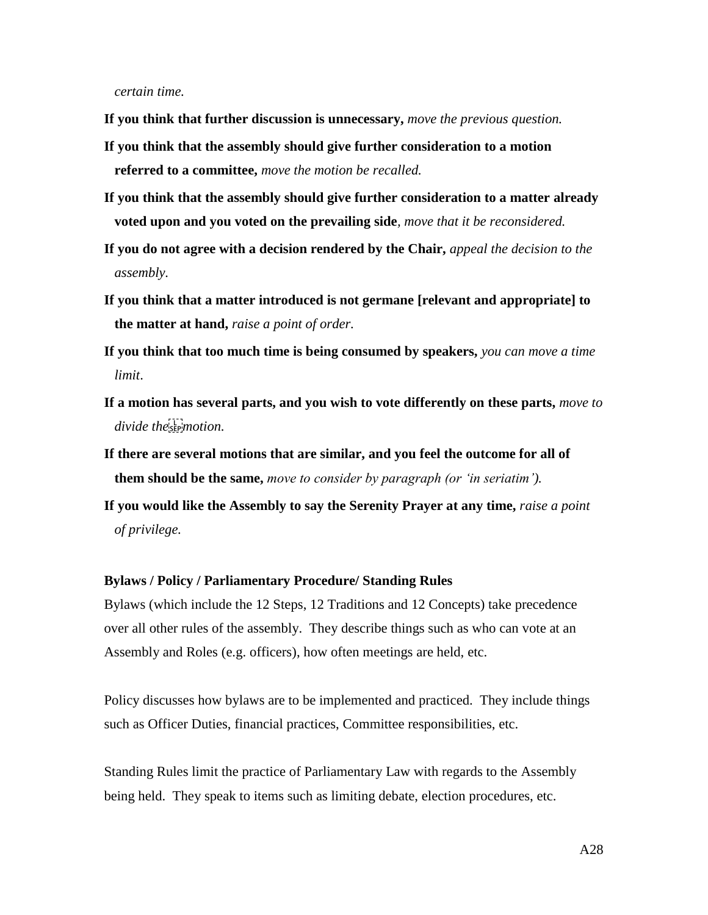*certain time.*

**If you think that further discussion is unnecessary,** *move the previous question.*

**If you think that the assembly should give further consideration to a motion referred to a committee,** *move the motion be recalled.*

**If you think that the assembly should give further consideration to a matter already voted upon and you voted on the prevailing side**, *move that it be reconsidered.*

**If you do not agree with a decision rendered by the Chair,** *appeal the decision to the assembly.*

**If you think that a matter introduced is not germane [relevant and appropriate] to the matter at hand,** *raise a point of order.*

**If you think that too much time is being consumed by speakers,** *you can move a time limit.*

**If a motion has several parts, and you wish to vote differently on these parts,** *move to divide the motion.*

**If there are several motions that are similar, and you feel the outcome for all of them should be the same,** *move to consider by paragraph (or 'in seriatim').*

**If you would like the Assembly to say the Serenity Prayer at any time,** *raise a point of privilege.*

**Bylaws / Policy / Parliamentary Procedure/ Standing Rules**

Bylaws (which include the 12 Steps, 12 Traditions and 12 Concepts) take precedence over all other rules of the assembly. They describe things such as who can vote at an Assembly and Roles (e.g. officers), how often meetings are held, etc.

Policy discusses how bylaws are to be implemented and practiced. They include things such as Officer Duties, financial practices, Committee responsibilities, etc.

Standing Rules limit the practice of Parliamentary Law with regards to the Assembly being held. They speak to items such as limiting debate, election procedures, etc.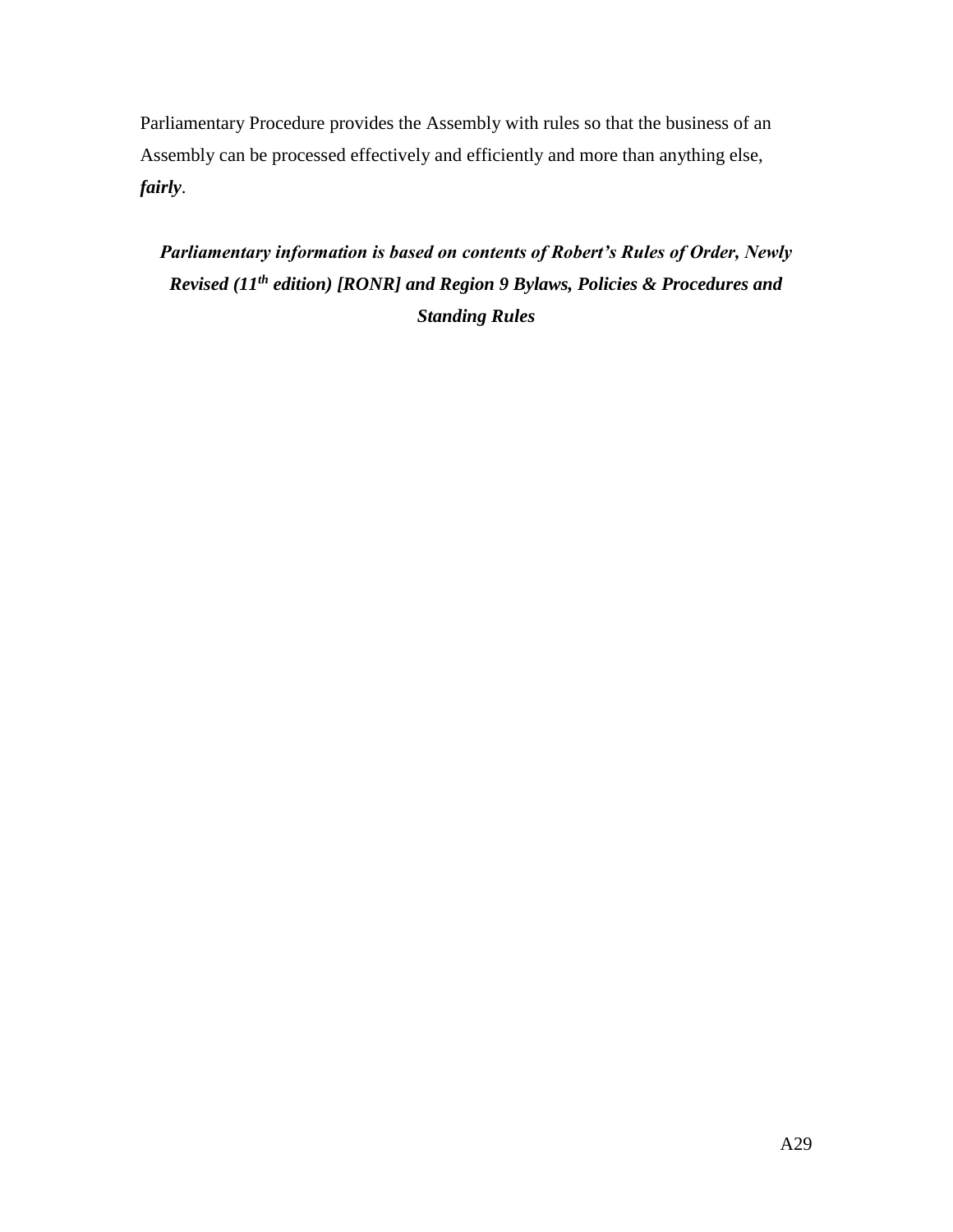Parliamentary Procedure provides the Assembly with rules so that the business of an Assembly can be processed effectively and efficiently and more than anything else, ***fairly***.

***Parliamentary information is based on contents of Robert's Rules of Order, Newly Revised (11th edition) [RONR] and Region 9 Bylaws, Policies & Procedures and Standing Rules***